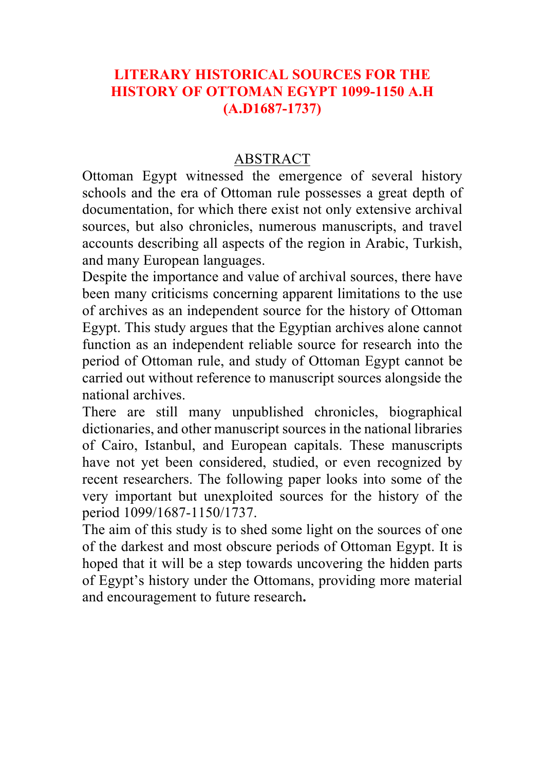# LITERARY HISTORICAL SOURCES FOR THE HISTORY OF OTTOMAN EGYPT 1099-1150 A.H (A.D1687-1737)

## ABSTRACT

Ottoman Egypt witnessed the emergence of several history schools and the era of Ottoman rule possesses a great depth of documentation, for which there exist not only extensive archival sources, but also chronicles, numerous manuscripts, and travel accounts describing all aspects of the region in Arabic, Turkish, and many European languages.

Despite the importance and value of archival sources, there have been many criticisms concerning apparent limitations to the use of archives as an independent source for the history of Ottoman Egypt. This study argues that the Egyptian archives alone cannot function as an independent reliable source for research into the period of Ottoman rule, and study of Ottoman Egypt cannot be carried out without reference to manuscript sources alongside the national archives.

There are still many unpublished chronicles, biographical dictionaries, and other manuscript sources in the national libraries of Cairo, Istanbul, and European capitals. These manuscripts have not yet been considered, studied, or even recognized by recent researchers. The following paper looks into some of the very important but unexploited sources for the history of the period 1099/1687-1150/1737.

The aim of this study is to shed some light on the sources of one of the darkest and most obscure periods of Ottoman Egypt. It is hoped that it will be a step towards uncovering the hidden parts of Egypt's history under the Ottomans, providing more material and encouragement to future research.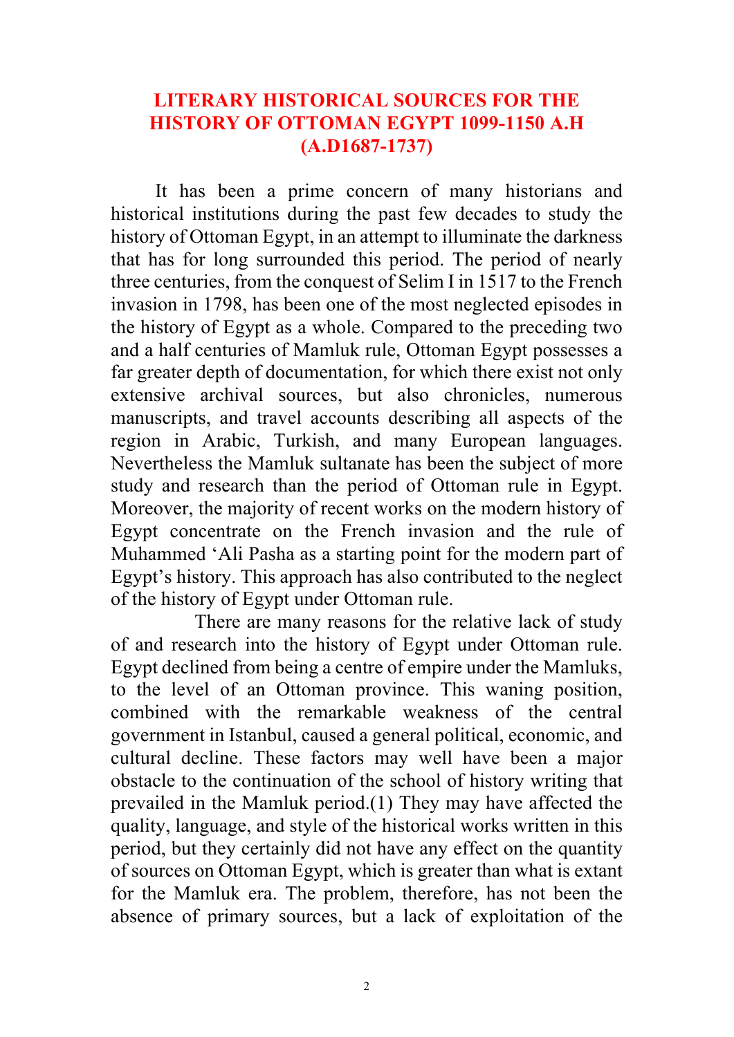# LITERARY HISTORICAL SOURCES FOR THE HISTORY OF OTTOMAN EGYPT 1099-1150 A.H (A.D1687-1737)

It has been a prime concern of many historians and historical institutions during the past few decades to study the history of Ottoman Egypt, in an attempt to illuminate the darkness that has for long surrounded this period. The period of nearly three centuries, from the conquest of Selim I in 1517 to the French invasion in 1798, has been one of the most neglected episodes in the history of Egypt as a whole. Compared to the preceding two and a half centuries of Mamluk rule, Ottoman Egypt possesses a far greater depth of documentation, for which there exist not only extensive archival sources, but also chronicles, numerous manuscripts, and travel accounts describing all aspects of the region in Arabic, Turkish, and many European languages. Nevertheless the Mamluk sultanate has been the subject of more study and research than the period of Ottoman rule in Egypt. Moreover, the majority of recent works on the modern history of Egypt concentrate on the French invasion and the rule of Muhammed ʻAli Pasha as a starting point for the modern part of Egypt's history. This approach has also contributed to the neglect of the history of Egypt under Ottoman rule.

There are many reasons for the relative lack of study of and research into the history of Egypt under Ottoman rule. Egypt declined from being a centre of empire under the Mamluks, to the level of an Ottoman province. This waning position, combined with the remarkable weakness of the central government in Istanbul, caused a general political, economic, and cultural decline. These factors may well have been a major obstacle to the continuation of the school of history writing that prevailed in the Mamluk period.(1) They may have affected the quality, language, and style of the historical works written in this period, but they certainly did not have any effect on the quantity of sources on Ottoman Egypt, which is greater than what is extant for the Mamluk era. The problem, therefore, has not been the absence of primary sources, but a lack of exploitation of the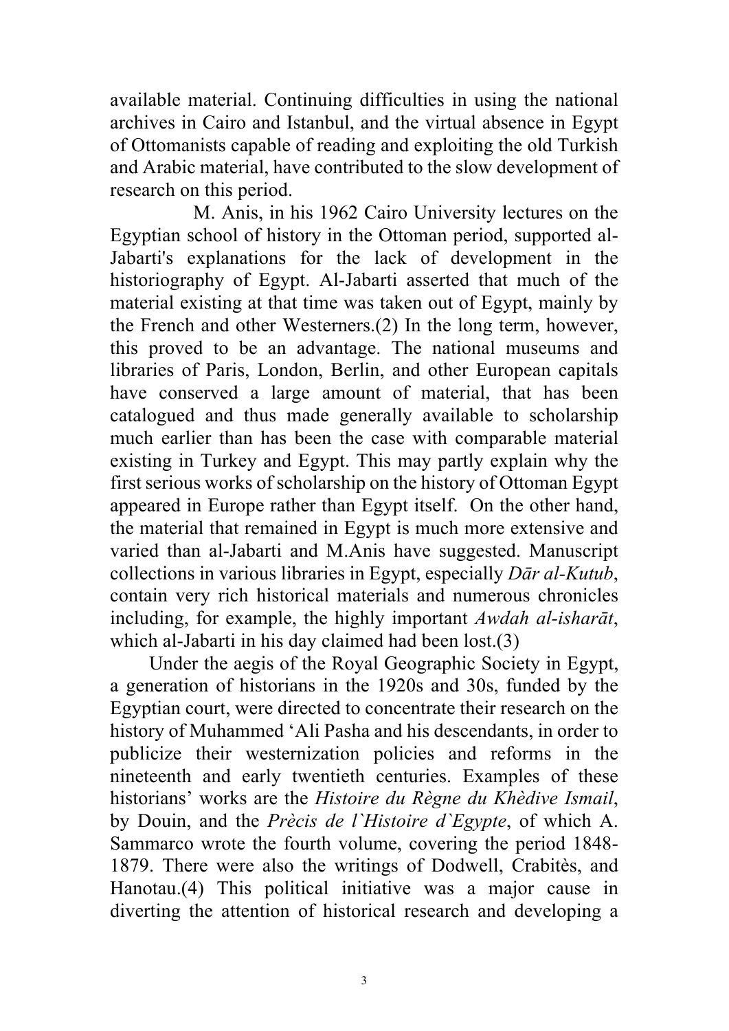available material. Continuing difficulties in using the national archives in Cairo and Istanbul, and the virtual absence in Egypt of Ottomanists capable of reading and exploiting the old Turkish and Arabic material, have contributed to the slow development of research on this period.

M. Anis, in his 1962 Cairo University lectures on the Egyptian school of history in the Ottoman period, supported al-Jabarti's explanations for the lack of development in the historiography of Egypt. Al-Jabarti asserted that much of the material existing at that time was taken out of Egypt, mainly by the French and other Westerners.(2) In the long term, however, this proved to be an advantage. The national museums and libraries of Paris, London, Berlin, and other European capitals have conserved a large amount of material, that has been catalogued and thus made generally available to scholarship much earlier than has been the case with comparable material existing in Turkey and Egypt. This may partly explain why the first serious works of scholarship on the history of Ottoman Egypt appeared in Europe rather than Egypt itself. On the other hand, the material that remained in Egypt is much more extensive and varied than al-Jabarti and M.Anis have suggested. Manuscript collections in various libraries in Egypt, especially *Dār al-Kutub*, contain very rich historical materials and numerous chronicles including, for example, the highly important *Awdah al-isharāt*, which al-Jabarti in his day claimed had been lost.(3)

Under the aegis of the Royal Geographic Society in Egypt, a generation of historians in the 1920s and 30s, funded by the Egyptian court, were directed to concentrate their research on the history of Muhammed ‘Ali Pasha and his descendants, in order to publicize their westernization policies and reforms in the nineteenth and early twentieth centuries. Examples of these historians' works are the *Histoire du Règne du Khèdive Ismail*, by Douin, and the *Prècis de l`Histoire d`Egypte*, of which A. Sammarco wrote the fourth volume, covering the period 1848-1879. There were also the writings of Dodwell, Crabitès, and Hanotau.(4) This political initiative was a major cause in diverting the attention of historical research and developing a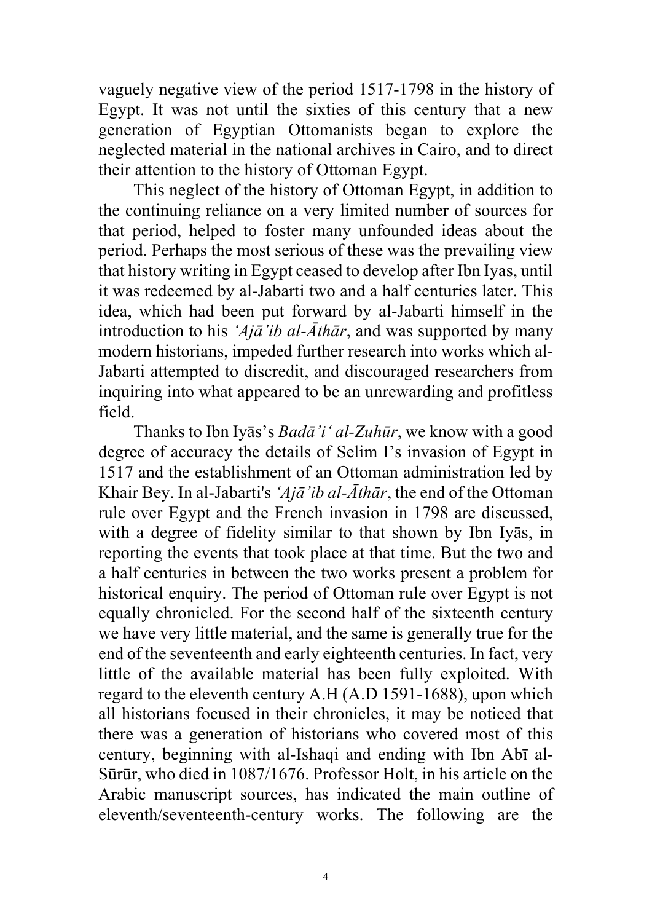vaguely negative view of the period 1517-1798 in the history of Egypt. It was not until the sixties of this century that a new generation of Egyptian Ottomanists began to explore the neglected material in the national archives in Cairo, and to direct their attention to the history of Ottoman Egypt.

This neglect of the history of Ottoman Egypt, in addition to the continuing reliance on a very limited number of sources for that period, helped to foster many unfounded ideas about the period. Perhaps the most serious of these was the prevailing view that history writing in Egypt ceased to develop after Ibn Iyas, until it was redeemed by al-Jabarti two and a half centuries later. This idea, which had been put forward by al-Jabarti himself in the introduction to his *'Ajā'ib al-Āthār*, and was supported by many modern historians, impeded further research into works which al-Jabarti attempted to discredit, and discouraged researchers from inquiring into what appeared to be an unrewarding and profitless field.

Thanks to Ibn Iyās's *Badā'i' al-Zuhūr*, we know with a good degree of accuracy the details of Selim I's invasion of Egypt in 1517 and the establishment of an Ottoman administration led by Khair Bey. In al-Jabarti's *'Ajā'ib al-Āthār*, the end of the Ottoman rule over Egypt and the French invasion in 1798 are discussed, with a degree of fidelity similar to that shown by Ibn Iyās, in reporting the events that took place at that time. But the two and a half centuries in between the two works present a problem for historical enquiry. The period of Ottoman rule over Egypt is not equally chronicled. For the second half of the sixteenth century we have very little material, and the same is generally true for the end of the seventeenth and early eighteenth centuries. In fact, very little of the available material has been fully exploited. With regard to the eleventh century A.H (A.D 1591-1688), upon which all historians focused in their chronicles, it may be noticed that there was a generation of historians who covered most of this century, beginning with al-Ishaqi and ending with Ibn Abī al-Sūrūr, who died in 1087/1676. Professor Holt, in his article on the Arabic manuscript sources, has indicated the main outline of eleventh/seventeenth-century works. The following are the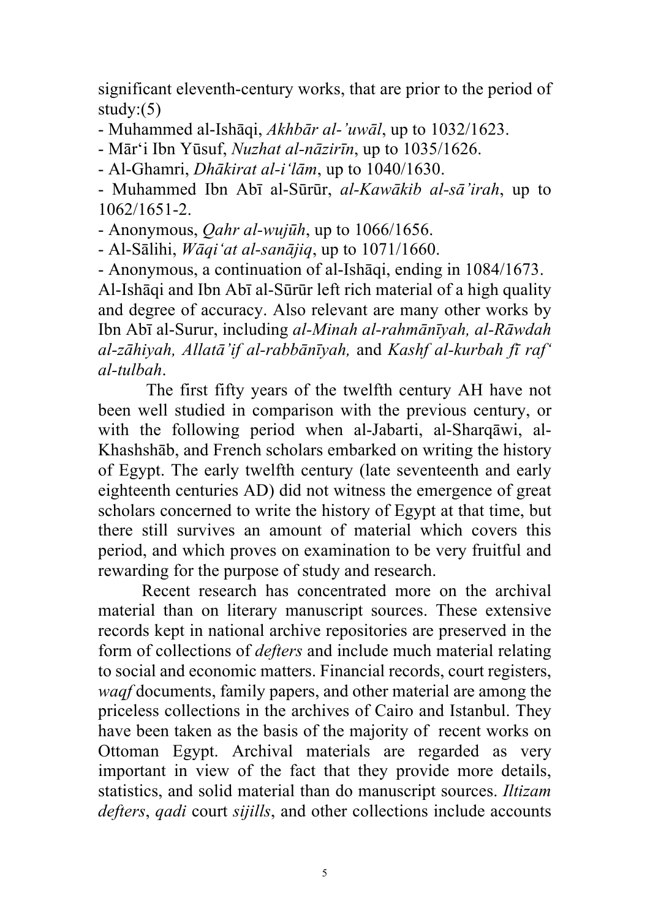significant eleventh-century works, that are prior to the period of study:(5)

- Muhammed al-Ishāqi, *Akhbār al-'uwāl*, up to 1032/1623.
- Mār'i Ibn Yūsuf, *Nuzhat al-nāzirīn*, up to 1035/1626.
- Al-Ghamri, *Dhākirat al-i'lām*, up to 1040/1630.
- Muhammed Ibn Abī al-Sūrūr, *al-Kawākib al-sā'irah*, up to 1062/1651-2.
- Anonymous, *Qahr al-wujūh*, up to 1066/1656.
- Al-Sālihi, *Wāqi'at al-sanājiq*, up to 1071/1660.
- Anonymous, a continuation of al-Ishāqi, ending in 1084/1673.

Al-Ishāqi and Ibn Abī al-Sūrūr left rich material of a high quality and degree of accuracy. Also relevant are many other works by Ibn Abī al-Surur, including *al-Minah al-rahmānīyah, al-Rāwdah al-zāhiyah, Allatā'if al-rabbānīyah,* and *Kashf al-kurbah fī raf' al-tulbah*.

The first fifty years of the twelfth century AH have not been well studied in comparison with the previous century, or with the following period when al-Jabarti, al-Sharqāwi, al-Khashshāb, and French scholars embarked on writing the history of Egypt. The early twelfth century (late seventeenth and early eighteenth centuries AD) did not witness the emergence of great scholars concerned to write the history of Egypt at that time, but there still survives an amount of material which covers this period, and which proves on examination to be very fruitful and rewarding for the purpose of study and research.

Recent research has concentrated more on the archival material than on literary manuscript sources. These extensive records kept in national archive repositories are preserved in the form of collections of *defters* and include much material relating to social and economic matters. Financial records, court registers, *waqf* documents, family papers, and other material are among the priceless collections in the archives of Cairo and Istanbul. They have been taken as the basis of the majority of recent works on Ottoman Egypt. Archival materials are regarded as very important in view of the fact that they provide more details, statistics, and solid material than do manuscript sources. *Iltizam defters*, *qadi* court *sijills*, and other collections include accounts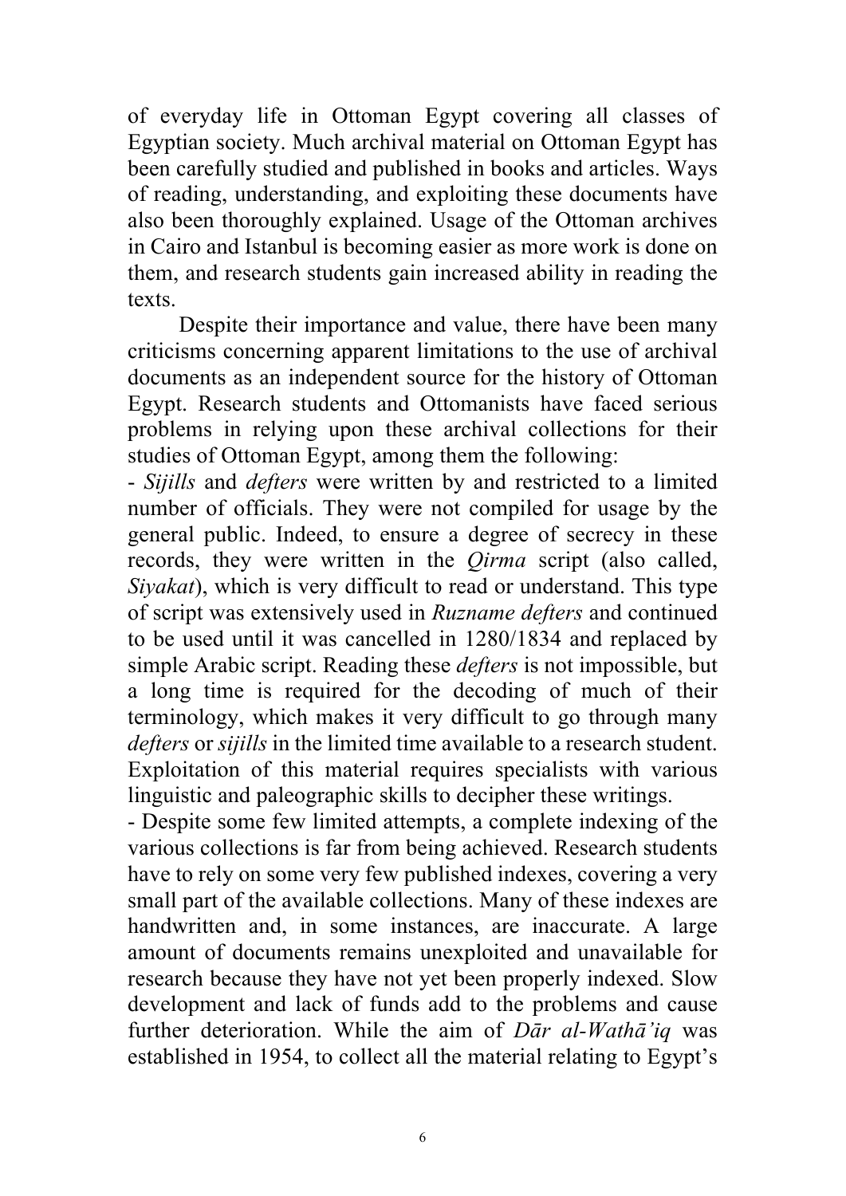of everyday life in Ottoman Egypt covering all classes of Egyptian society. Much archival material on Ottoman Egypt has been carefully studied and published in books and articles. Ways of reading, understanding, and exploiting these documents have also been thoroughly explained. Usage of the Ottoman archives in Cairo and Istanbul is becoming easier as more work is done on them, and research students gain increased ability in reading the texts.

Despite their importance and value, there have been many criticisms concerning apparent limitations to the use of archival documents as an independent source for the history of Ottoman Egypt. Research students and Ottomanists have faced serious problems in relying upon these archival collections for their studies of Ottoman Egypt, among them the following:

- *Sijills* and *defters* were written by and restricted to a limited number of officials. They were not compiled for usage by the general public. Indeed, to ensure a degree of secrecy in these records, they were written in the *Qirma* script (also called, *Siyakat*), which is very difficult to read or understand. This type of script was extensively used in *Ruzname defters* and continued to be used until it was cancelled in 1280/1834 and replaced by simple Arabic script. Reading these *defters* is not impossible, but a long time is required for the decoding of much of their terminology, which makes it very difficult to go through many *defters* or *sijills* in the limited time available to a research student. Exploitation of this material requires specialists with various linguistic and paleographic skills to decipher these writings.
- Despite some few limited attempts, a complete indexing of the various collections is far from being achieved. Research students have to rely on some very few published indexes, covering a very small part of the available collections. Many of these indexes are handwritten and, in some instances, are inaccurate. A large amount of documents remains unexploited and unavailable for research because they have not yet been properly indexed. Slow development and lack of funds add to the problems and cause further deterioration. While the aim of *Dār al-Wathā'iq* was established in 1954, to collect all the material relating to Egypt's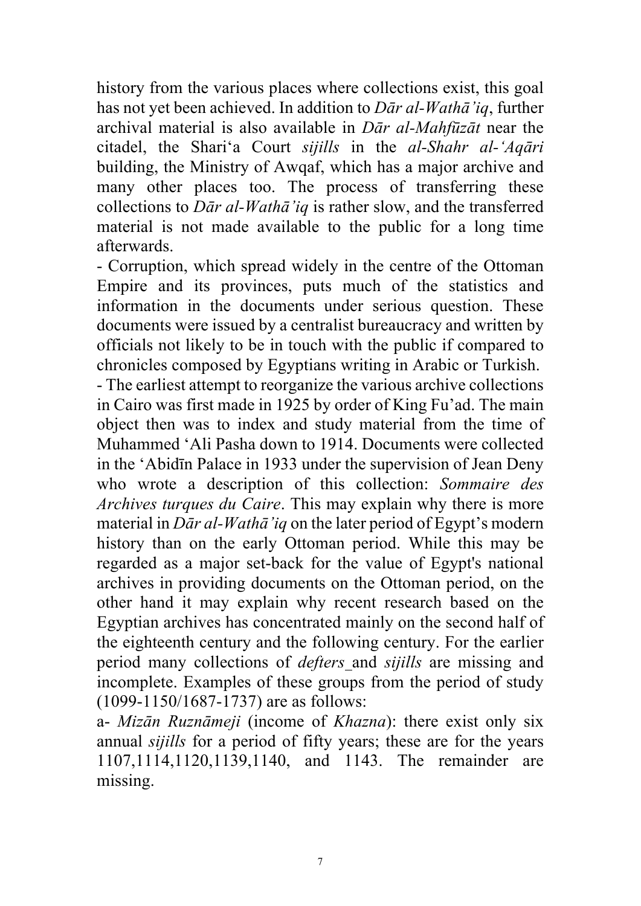history from the various places where collections exist, this goal has not yet been achieved. In addition to *Dār al-Wathā'iq*, further archival material is also available in *Dār al-Mahfūzāt* near the citadel, the Shari'a Court *sijills* in the *al-Shahr al-'Aqāri* building, the Ministry of Awqaf, which has a major archive and many other places too. The process of transferring these collections to *Dār al-Wathā'iq* is rather slow, and the transferred material is not made available to the public for a long time afterwards.

- Corruption, which spread widely in the centre of the Ottoman Empire and its provinces, puts much of the statistics and information in the documents under serious question. These documents were issued by a centralist bureaucracy and written by officials not likely to be in touch with the public if compared to chronicles composed by Egyptians writing in Arabic or Turkish.
- The earliest attempt to reorganize the various archive collections in Cairo was first made in 1925 by order of King Fu'ad. The main object then was to index and study material from the time of Muhammed 'Ali Pasha down to 1914. Documents were collected in the 'Abidīn Palace in 1933 under the supervision of Jean Deny who wrote a description of this collection: *Sommaire des Archives turques du Caire*. This may explain why there is more material in *Dār al-Wathā'iq* on the later period of Egypt's modern history than on the early Ottoman period. While this may be regarded as a major set-back for the value of Egypt's national archives in providing documents on the Ottoman period, on the other hand it may explain why recent research based on the Egyptian archives has concentrated mainly on the second half of the eighteenth century and the following century. For the earlier period many collections of *defters* and *sijills* are missing and incomplete. Examples of these groups from the period of study (1099-1150/1687-1737) are as follows:

a- *Mizān Ruznāmeji* (income of *Khazna*): there exist only six annual *sijills* for a period of fifty years; these are for the years 1107,1114,1120,1139,1140, and 1143. The remainder are missing.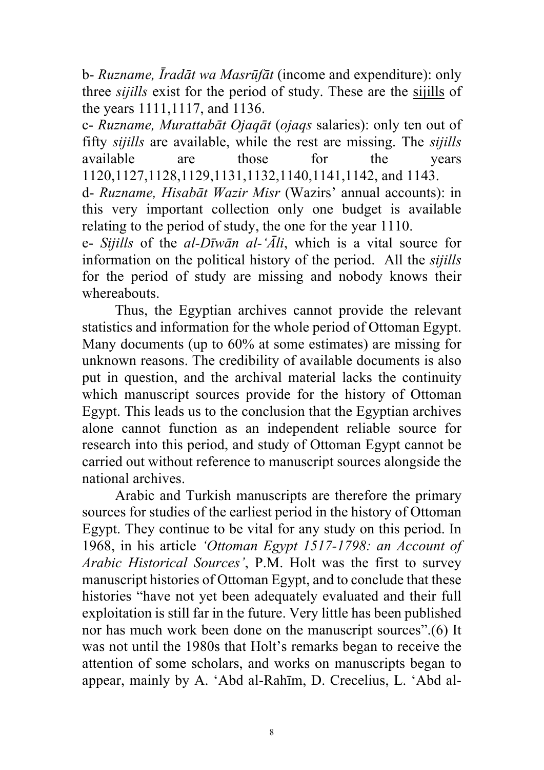b- *Ruzname, Īradāt wa Masrūfāt* (income and expenditure): only three *sijills* exist for the period of study. These are the sijills of the years 1111,1117, and 1136.

c- *Ruzname, Murattabāt Ojaqāt* (*ojaqs* salaries): only ten out of fifty *sijills* are available, while the rest are missing. The *sijills* available are those for the years 1120,1127,1128,1129,1131,1132,1140,1141,1142, and 1143.

d- *Ruzname, Hisabāt Wazir Misr* (Wazirs' annual accounts): in this very important collection only one budget is available relating to the period of study, the one for the year 1110.

e- *Sijills* of the *al-Dīwān al-'Āli*, which is a vital source for information on the political history of the period. All the *sijills* for the period of study are missing and nobody knows their whereabouts.

Thus, the Egyptian archives cannot provide the relevant statistics and information for the whole period of Ottoman Egypt. Many documents (up to 60% at some estimates) are missing for unknown reasons. The credibility of available documents is also put in question, and the archival material lacks the continuity which manuscript sources provide for the history of Ottoman Egypt. This leads us to the conclusion that the Egyptian archives alone cannot function as an independent reliable source for research into this period, and study of Ottoman Egypt cannot be carried out without reference to manuscript sources alongside the national archives.

Arabic and Turkish manuscripts are therefore the primary sources for studies of the earliest period in the history of Ottoman Egypt. They continue to be vital for any study on this period. In 1968, in his article *'Ottoman Egypt 1517-1798: an Account of Arabic Historical Sources'*, P.M. Holt was the first to survey manuscript histories of Ottoman Egypt, and to conclude that these histories "have not yet been adequately evaluated and their full exploitation is still far in the future. Very little has been published nor has much work been done on the manuscript sources".(6) It was not until the 1980s that Holt's remarks began to receive the attention of some scholars, and works on manuscripts began to appear, mainly by A. 'Abd al-Rahīm, D. Crecelius, L. 'Abd al-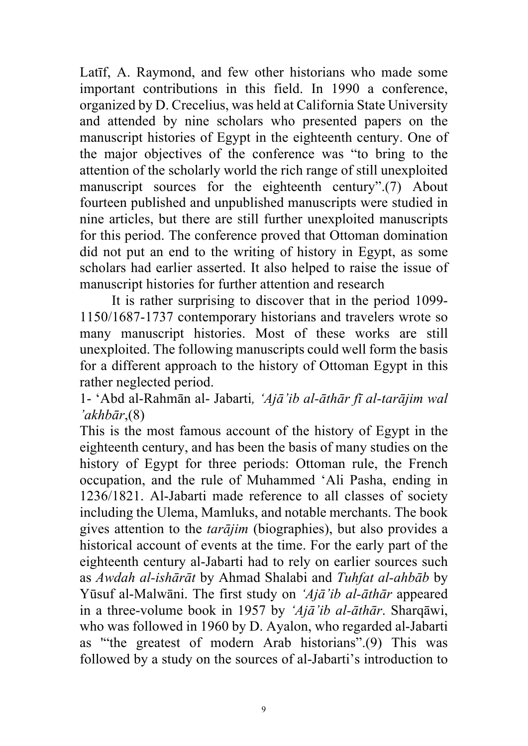Latīf, A. Raymond, and few other historians who made some important contributions in this field. In 1990 a conference, organized by D. Crecelius, was held at California State University and attended by nine scholars who presented papers on the manuscript histories of Egypt in the eighteenth century. One of the major objectives of the conference was "to bring to the attention of the scholarly world the rich range of still unexploited manuscript sources for the eighteenth century".(7) About fourteen published and unpublished manuscripts were studied in nine articles, but there are still further unexploited manuscripts for this period. The conference proved that Ottoman domination did not put an end to the writing of history in Egypt, as some scholars had earlier asserted. It also helped to raise the issue of manuscript histories for further attention and research

It is rather surprising to discover that in the period 1099-1150/1687-1737 contemporary historians and travelers wrote so many manuscript histories. Most of these works are still unexploited. The following manuscripts could well form the basis for a different approach to the history of Ottoman Egypt in this rather neglected period.

1- 'Abd al-Rahmān al- Jabarti*, 'Ajā'ib al-āthār fī al-tarājim wal 'akhbār*,(8)

This is the most famous account of the history of Egypt in the eighteenth century, and has been the basis of many studies on the history of Egypt for three periods: Ottoman rule, the French occupation, and the rule of Muhammed 'Ali Pasha, ending in 1236/1821. Al-Jabarti made reference to all classes of society including the Ulema, Mamluks, and notable merchants. The book gives attention to the *tarājim* (biographies), but also provides a historical account of events at the time. For the early part of the eighteenth century al-Jabarti had to rely on earlier sources such as *Awdah al-ishārāt* by Ahmad Shalabi and *Tuhfat al-ahbāb* by Yūsuf al-Malwāni. The first study on *'Ajā'ib al-āthār* appeared in a three-volume book in 1957 by *'Ajā'ib al-āthār*. Sharqāwi, who was followed in 1960 by D. Ayalon, who regarded al-Jabarti as '"the greatest of modern Arab historians".(9) This was followed by a study on the sources of al-Jabarti's introduction to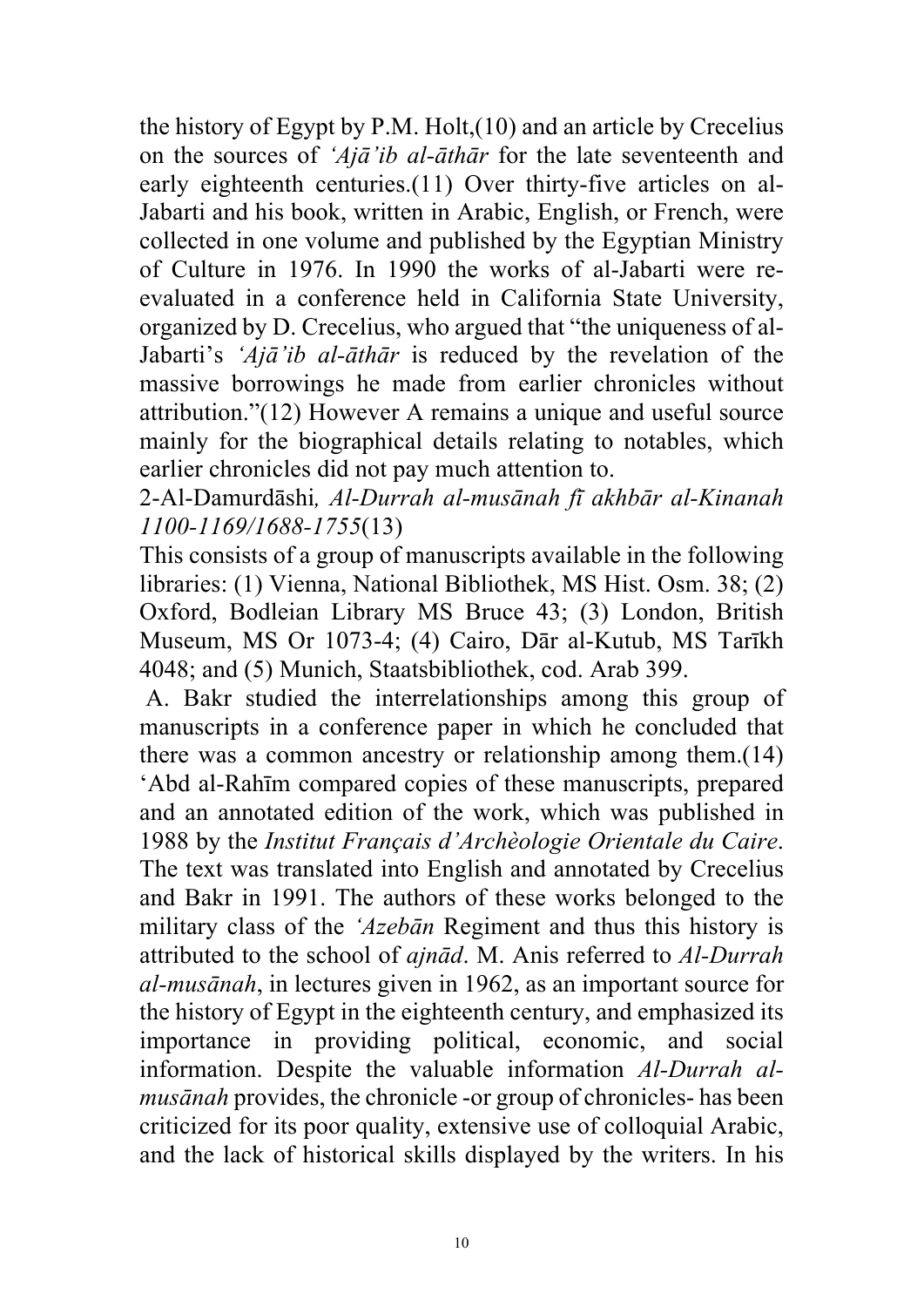the history of Egypt by P.M. Holt,(10) and an article by Crecelius on the sources of *'Ajā'ib al-āthār* for the late seventeenth and early eighteenth centuries.(11) Over thirty-five articles on al-Jabarti and his book, written in Arabic, English, or French, were collected in one volume and published by the Egyptian Ministry of Culture in 1976. In 1990 the works of al-Jabarti were re-evaluated in a conference held in California State University, organized by D. Crecelius, who argued that "the uniqueness of al-Jabarti's *'Ajā'ib al-āthār* is reduced by the revelation of the massive borrowings he made from earlier chronicles without attribution."(12) However A remains a unique and useful source mainly for the biographical details relating to notables, which earlier chronicles did not pay much attention to.

2-Al-Damurdāshi*, Al-Durrah al-musānah fī akhbār al-Kinanah 1100-1169/1688-1755*(13)

This consists of a group of manuscripts available in the following libraries: (1) Vienna, National Bibliothek, MS Hist. Osm. 38; (2) Oxford, Bodleian Library MS Bruce 43; (3) London, British Museum, MS Or 1073-4; (4) Cairo, Dār al-Kutub, MS Tarīkh 4048; and (5) Munich, Staatsbibliothek, cod. Arab 399.

A. Bakr studied the interrelationships among this group of manuscripts in a conference paper in which he concluded that there was a common ancestry or relationship among them.(14) 'Abd al-Rahīm compared copies of these manuscripts, prepared and an annotated edition of the work, which was published in 1988 by the *Institut Français d'Archèologie Orientale du Caire*. The text was translated into English and annotated by Crecelius and Bakr in 1991. The authors of these works belonged to the military class of the *'Azebān* Regiment and thus this history is attributed to the school of *ajnād*. M. Anis referred to *Al-Durrah al-musānah*, in lectures given in 1962, as an important source for the history of Egypt in the eighteenth century, and emphasized its importance in providing political, economic, and social information. Despite the valuable information *Al-Durrah al-musānah* provides, the chronicle -or group of chronicles- has been criticized for its poor quality, extensive use of colloquial Arabic, and the lack of historical skills displayed by the writers. In his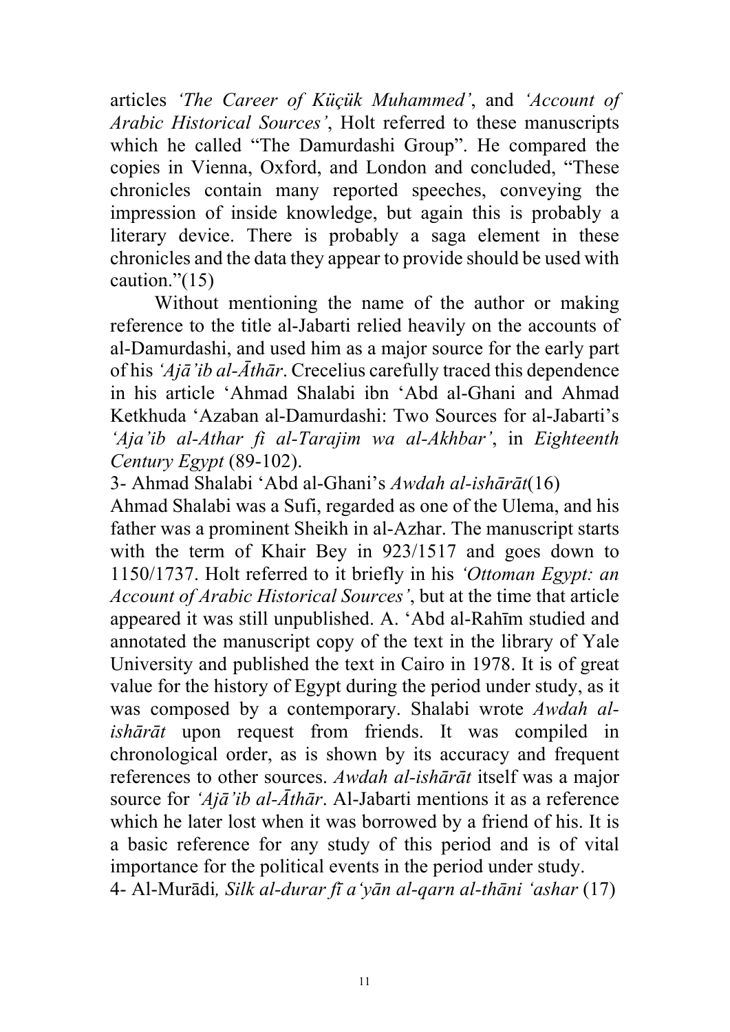articles *'The Career of Küçük Muhammed'*, and *'Account of Arabic Historical Sources'*, Holt referred to these manuscripts which he called "The Damurdashi Group". He compared the copies in Vienna, Oxford, and London and concluded, "These chronicles contain many reported speeches, conveying the impression of inside knowledge, but again this is probably a literary device. There is probably a saga element in these chronicles and the data they appear to provide should be used with caution."(15)

Without mentioning the name of the author or making reference to the title al-Jabarti relied heavily on the accounts of al-Damurdashi, and used him as a major source for the early part of his *'Ajā'ib al-Āthār*. Crecelius carefully traced this dependence in his article 'Ahmad Shalabi ibn 'Abd al-Ghani and Ahmad Ketkhuda 'Azaban al-Damurdashi: Two Sources for al-Jabarti's *'Aja'ib al-Athar fi al-Tarajim wa al-Akhbar'*, in *Eighteenth Century Egypt* (89-102).

3- Ahmad Shalabi 'Abd al-Ghani's *Awdah al-ishārāt*(16)

Ahmad Shalabi was a Sufi, regarded as one of the Ulema, and his father was a prominent Sheikh in al-Azhar. The manuscript starts with the term of Khair Bey in 923/1517 and goes down to 1150/1737. Holt referred to it briefly in his *'Ottoman Egypt: an Account of Arabic Historical Sources'*, but at the time that article appeared it was still unpublished. A. 'Abd al-Rahīm studied and annotated the manuscript copy of the text in the library of Yale University and published the text in Cairo in 1978. It is of great value for the history of Egypt during the period under study, as it was composed by a contemporary. Shalabi wrote *Awdah al-ishārāt* upon request from friends. It was compiled in chronological order, as is shown by its accuracy and frequent references to other sources. *Awdah al-ishārāt* itself was a major source for *'Ajā'ib al-Āthār*. Al-Jabarti mentions it as a reference which he later lost when it was borrowed by a friend of his. It is a basic reference for any study of this period and is of vital importance for the political events in the period under study.

4- Al-Murādi*, Silk al-durar fī a'yān al-qarn al-thāni 'ashar* (17)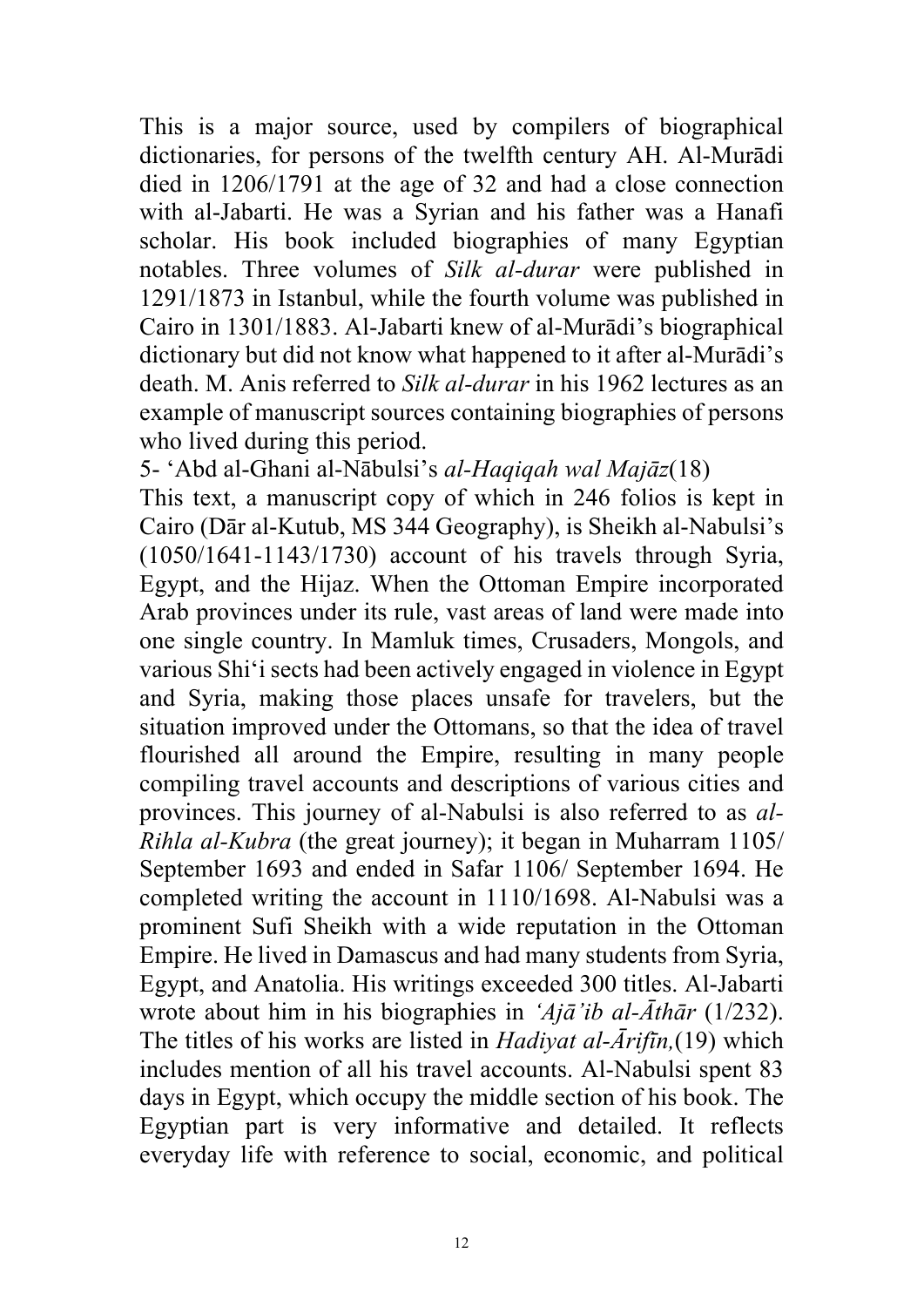This is a major source, used by compilers of biographical dictionaries, for persons of the twelfth century AH. Al-Murādi died in 1206/1791 at the age of 32 and had a close connection with al-Jabarti. He was a Syrian and his father was a Hanafi scholar. His book included biographies of many Egyptian notables. Three volumes of *Silk al-durar* were published in 1291/1873 in Istanbul, while the fourth volume was published in Cairo in 1301/1883. Al-Jabarti knew of al-Murādi's biographical dictionary but did not know what happened to it after al-Murādi's death. M. Anis referred to *Silk al-durar* in his 1962 lectures as an example of manuscript sources containing biographies of persons who lived during this period.

5- 'Abd al-Ghani al-Nābulsi's *al-Haqiqah wal Majāz*(18)

This text, a manuscript copy of which in 246 folios is kept in Cairo (Dār al-Kutub, MS 344 Geography), is Sheikh al-Nabulsi's (1050/1641-1143/1730) account of his travels through Syria, Egypt, and the Hijaz. When the Ottoman Empire incorporated Arab provinces under its rule, vast areas of land were made into one single country. In Mamluk times, Crusaders, Mongols, and various Shi'i sects had been actively engaged in violence in Egypt and Syria, making those places unsafe for travelers, but the situation improved under the Ottomans, so that the idea of travel flourished all around the Empire, resulting in many people compiling travel accounts and descriptions of various cities and provinces. This journey of al-Nabulsi is also referred to as *al-Rihla al-Kubra* (the great journey); it began in Muharram 1105/ September 1693 and ended in Safar 1106/ September 1694. He completed writing the account in 1110/1698. Al-Nabulsi was a prominent Sufi Sheikh with a wide reputation in the Ottoman Empire. He lived in Damascus and had many students from Syria, Egypt, and Anatolia. His writings exceeded 300 titles. Al-Jabarti wrote about him in his biographies in *'Ajā'ib al-Āthār* (1/232). The titles of his works are listed in *Hadiyat al-Ārifīn,*(19) which includes mention of all his travel accounts. Al-Nabulsi spent 83 days in Egypt, which occupy the middle section of his book. The Egyptian part is very informative and detailed. It reflects everyday life with reference to social, economic, and political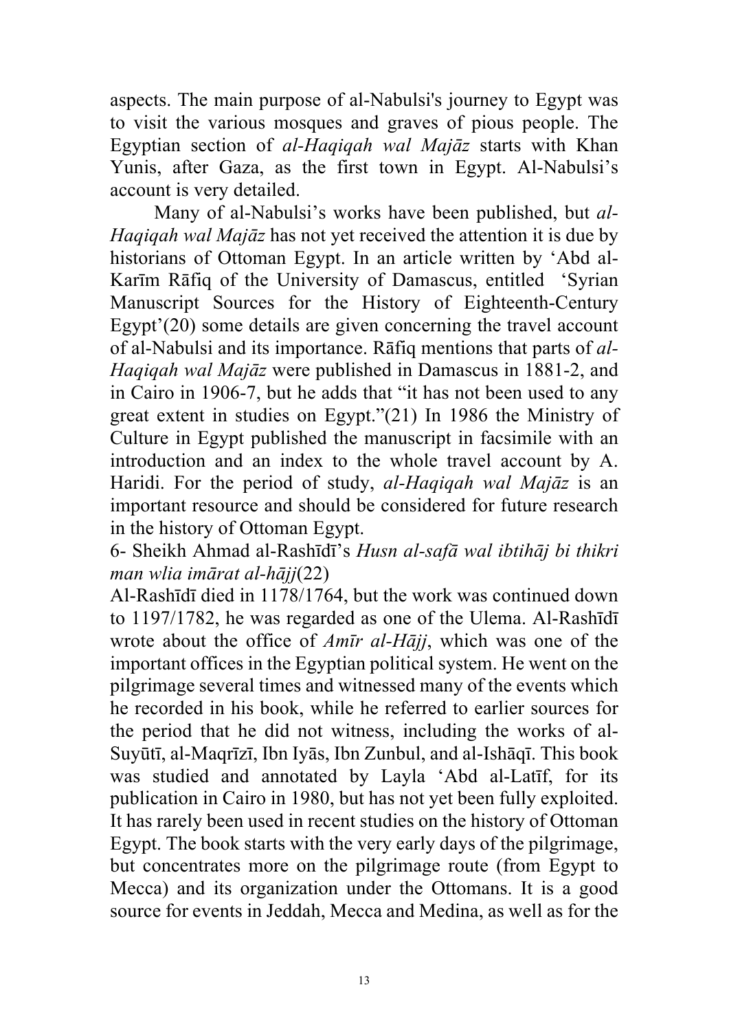aspects. The main purpose of al-Nabulsi's journey to Egypt was to visit the various mosques and graves of pious people. The Egyptian section of *al-Haqiqah wal Majāz* starts with Khan Yunis, after Gaza, as the first town in Egypt. Al-Nabulsi's account is very detailed.

Many of al-Nabulsi's works have been published, but *al-Haqiqah wal Majāz* has not yet received the attention it is due by historians of Ottoman Egypt. In an article written by 'Abd al-Karīm Rāfiq of the University of Damascus, entitled 'Syrian Manuscript Sources for the History of Eighteenth-Century Egypt'(20) some details are given concerning the travel account of al-Nabulsi and its importance. Rāfiq mentions that parts of *al-Haqiqah wal Majāz* were published in Damascus in 1881-2, and in Cairo in 1906-7, but he adds that "it has not been used to any great extent in studies on Egypt."(21) In 1986 the Ministry of Culture in Egypt published the manuscript in facsimile with an introduction and an index to the whole travel account by A. Haridi. For the period of study, *al-Haqiqah wal Majāz* is an important resource and should be considered for future research in the history of Ottoman Egypt.

6- Sheikh Ahmad al-Rashīdī's *Husn al-safā wal ibtihāj bi thikri man wlia imārat al-hājj*(22)

Al-Rashīdī died in 1178/1764, but the work was continued down to 1197/1782, he was regarded as one of the Ulema. Al-Rashīdī wrote about the office of *Amīr al-Hājj*, which was one of the important offices in the Egyptian political system. He went on the pilgrimage several times and witnessed many of the events which he recorded in his book, while he referred to earlier sources for the period that he did not witness, including the works of al-Suyūtī, al-Maqrīzī, Ibn Iyās, Ibn Zunbul, and al-Ishāqī. This book was studied and annotated by Layla 'Abd al-Latīf, for its publication in Cairo in 1980, but has not yet been fully exploited. It has rarely been used in recent studies on the history of Ottoman Egypt. The book starts with the very early days of the pilgrimage, but concentrates more on the pilgrimage route (from Egypt to Mecca) and its organization under the Ottomans. It is a good source for events in Jeddah, Mecca and Medina, as well as for the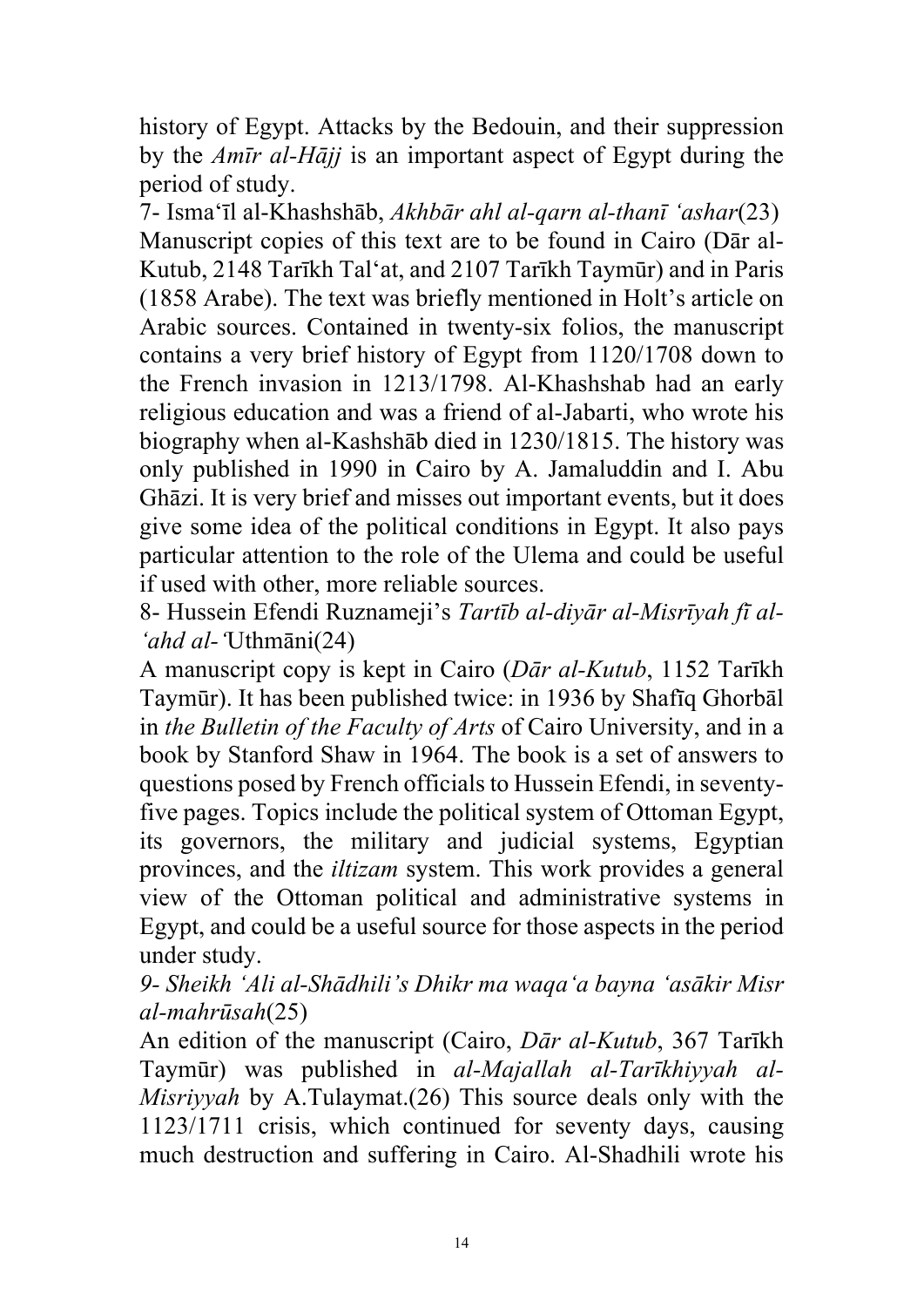history of Egypt. Attacks by the Bedouin, and their suppression by the *Amīr al-Hājj* is an important aspect of Egypt during the period of study.

7- Isma'īl al-Khashshāb, *Akhbār ahl al-qarn al-thanī 'ashar*(23)

Manuscript copies of this text are to be found in Cairo (Dār al-Kutub, 2148 Tarīkh Tal'at, and 2107 Tarīkh Taymūr) and in Paris (1858 Arabe). The text was briefly mentioned in Holt's article on Arabic sources. Contained in twenty-six folios, the manuscript contains a very brief history of Egypt from 1120/1708 down to the French invasion in 1213/1798. Al-Khashshab had an early religious education and was a friend of al-Jabarti, who wrote his biography when al-Kashshāb died in 1230/1815. The history was only published in 1990 in Cairo by A. Jamaluddin and I. Abu Ghāzi. It is very brief and misses out important events, but it does give some idea of the political conditions in Egypt. It also pays particular attention to the role of the Ulema and could be useful if used with other, more reliable sources.

8- Hussein Efendi Ruznameji's *Tartīb al-diyār al-Misrīyah fī al-'ahd al-'*Uthmāni(24)

A manuscript copy is kept in Cairo (*Dār al-Kutub*, 1152 Tarīkh Taymūr). It has been published twice: in 1936 by Shafīq Ghorbāl in *the Bulletin of the Faculty of Arts* of Cairo University, and in a book by Stanford Shaw in 1964. The book is a set of answers to questions posed by French officials to Hussein Efendi, in seventy-five pages. Topics include the political system of Ottoman Egypt, its governors, the military and judicial systems, Egyptian provinces, and the *iltizam* system. This work provides a general view of the Ottoman political and administrative systems in Egypt, and could be a useful source for those aspects in the period under study.

*9- Sheikh 'Ali al-Shādhili's Dhikr ma waqa'a bayna 'asākir Misr al-mahrūsah*(25)

An edition of the manuscript (Cairo, *Dār al-Kutub*, 367 Tarīkh Taymūr) was published in *al-Majallah al-Tarīkhiyyah al-Misriyyah* by A.Tulaymat.(26) This source deals only with the 1123/1711 crisis, which continued for seventy days, causing much destruction and suffering in Cairo. Al-Shadhili wrote his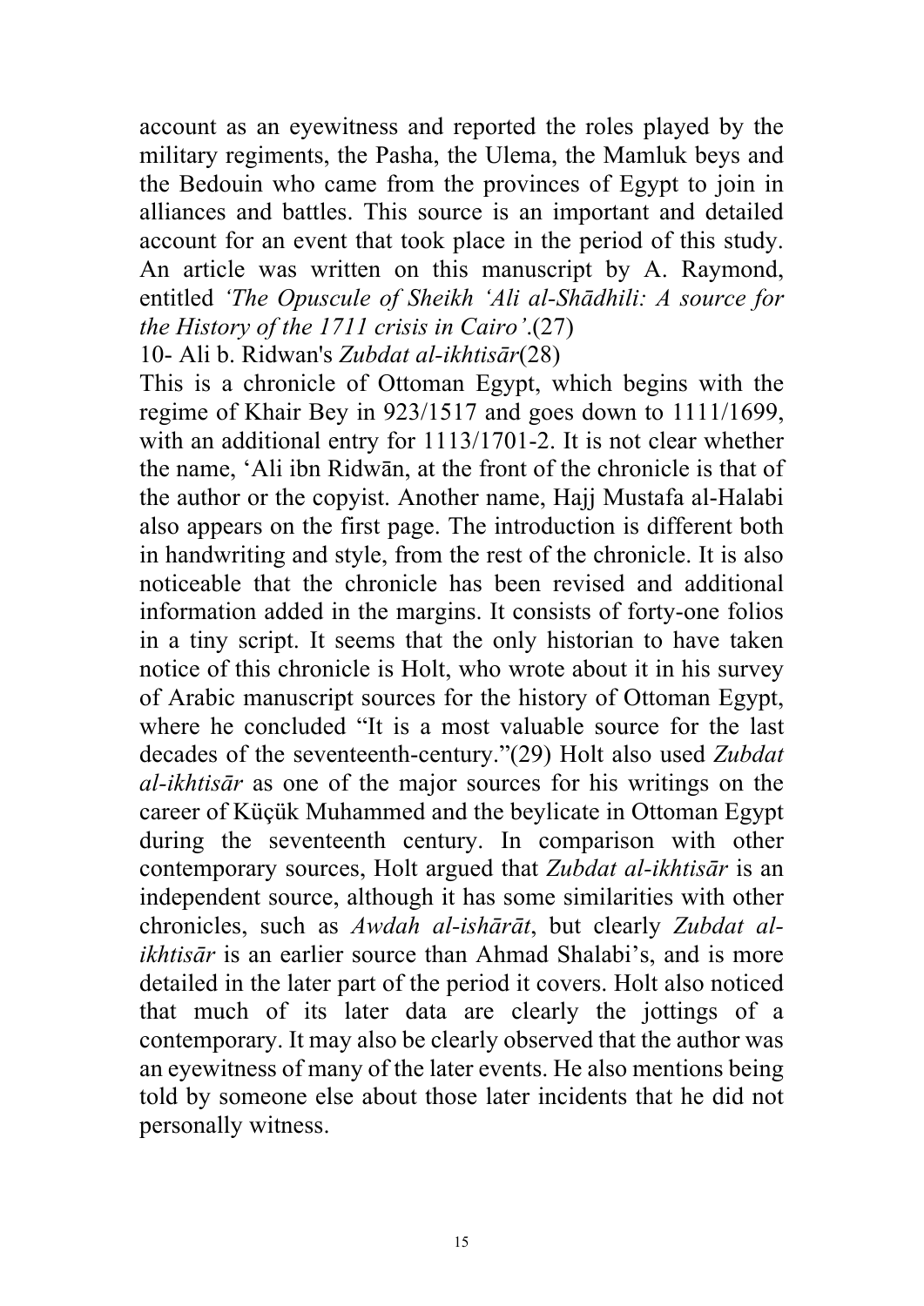account as an eyewitness and reported the roles played by the military regiments, the Pasha, the Ulema, the Mamluk beys and the Bedouin who came from the provinces of Egypt to join in alliances and battles. This source is an important and detailed account for an event that took place in the period of this study. An article was written on this manuscript by A. Raymond, entitled *'The Opuscule of Sheikh 'Ali al-Shādhili: A source for the History of the 1711 crisis in Cairo'*.(27)

10- Ali b. Ridwan's *Zubdat al-ikhtisār*(28)

This is a chronicle of Ottoman Egypt, which begins with the regime of Khair Bey in 923/1517 and goes down to 1111/1699, with an additional entry for 1113/1701-2. It is not clear whether the name, 'Ali ibn Ridwān, at the front of the chronicle is that of the author or the copyist. Another name, Hajj Mustafa al-Halabi also appears on the first page. The introduction is different both in handwriting and style, from the rest of the chronicle. It is also noticeable that the chronicle has been revised and additional information added in the margins. It consists of forty-one folios in a tiny script. It seems that the only historian to have taken notice of this chronicle is Holt, who wrote about it in his survey of Arabic manuscript sources for the history of Ottoman Egypt, where he concluded "It is a most valuable source for the last decades of the seventeenth-century."(29) Holt also used *Zubdat al-ikhtisār* as one of the major sources for his writings on the career of Küçük Muhammed and the beylicate in Ottoman Egypt during the seventeenth century. In comparison with other contemporary sources, Holt argued that *Zubdat al-ikhtisār* is an independent source, although it has some similarities with other chronicles, such as *Awdah al-ishārāt*, but clearly *Zubdat al-ikhtisār* is an earlier source than Ahmad Shalabi's, and is more detailed in the later part of the period it covers. Holt also noticed that much of its later data are clearly the jottings of a contemporary. It may also be clearly observed that the author was an eyewitness of many of the later events. He also mentions being told by someone else about those later incidents that he did not personally witness.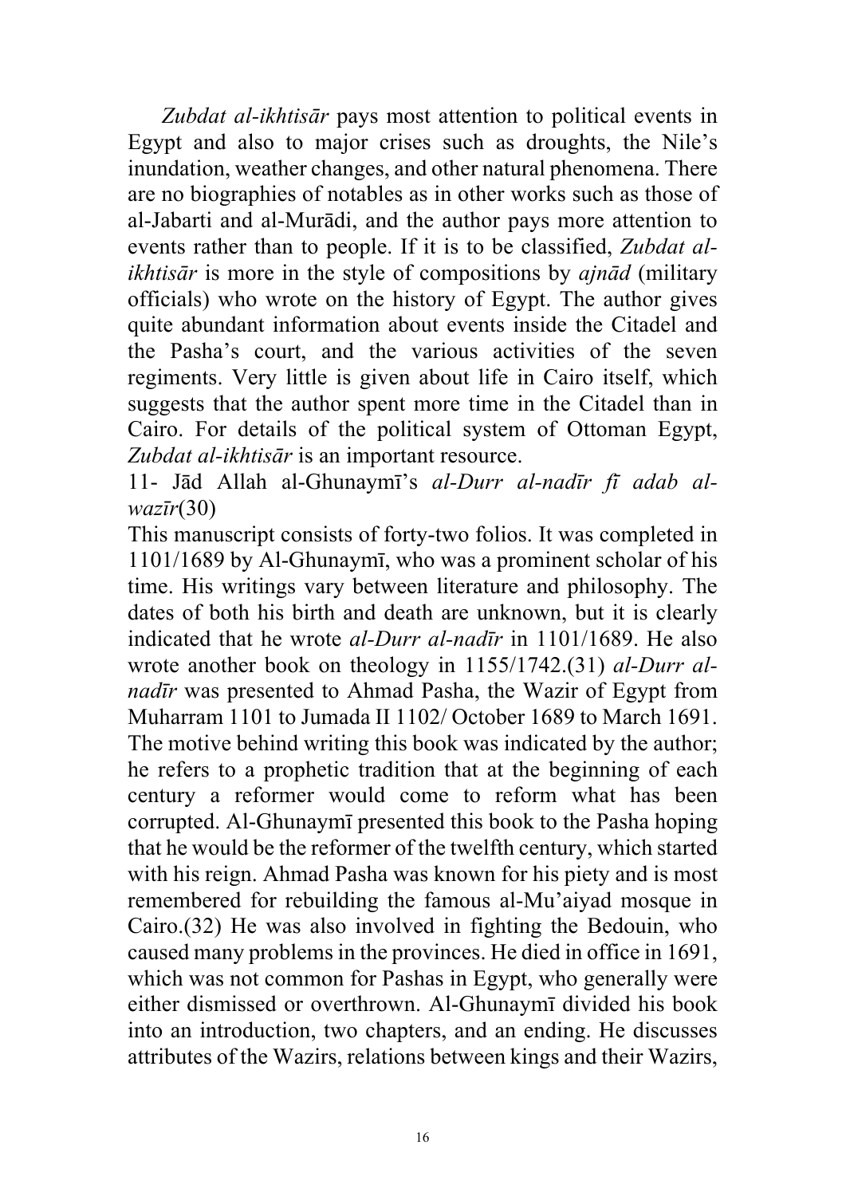*Zubdat al-ikhtisār* pays most attention to political events in Egypt and also to major crises such as droughts, the Nile's inundation, weather changes, and other natural phenomena. There are no biographies of notables as in other works such as those of al-Jabarti and al-Murādi, and the author pays more attention to events rather than to people. If it is to be classified, *Zubdat al-ikhtisār* is more in the style of compositions by *ajnād* (military officials) who wrote on the history of Egypt. The author gives quite abundant information about events inside the Citadel and the Pasha's court, and the various activities of the seven regiments. Very little is given about life in Cairo itself, which suggests that the author spent more time in the Citadel than in Cairo. For details of the political system of Ottoman Egypt, *Zubdat al-ikhtisār* is an important resource.

11- Jād Allah al-Ghunaymī's *al-Durr al-nadīr fī adab al-wazīr*(30)

This manuscript consists of forty-two folios. It was completed in 1101/1689 by Al-Ghunaymī, who was a prominent scholar of his time. His writings vary between literature and philosophy. The dates of both his birth and death are unknown, but it is clearly indicated that he wrote *al-Durr al-nadīr* in 1101/1689. He also wrote another book on theology in 1155/1742.(31) *al-Durr al-nadīr* was presented to Ahmad Pasha, the Wazir of Egypt from Muharram 1101 to Jumada II 1102/ October 1689 to March 1691. The motive behind writing this book was indicated by the author; he refers to a prophetic tradition that at the beginning of each century a reformer would come to reform what has been corrupted. Al-Ghunaymī presented this book to the Pasha hoping that he would be the reformer of the twelfth century, which started with his reign. Ahmad Pasha was known for his piety and is most remembered for rebuilding the famous al-Mu'aiyad mosque in Cairo.(32) He was also involved in fighting the Bedouin, who caused many problems in the provinces. He died in office in 1691, which was not common for Pashas in Egypt, who generally were either dismissed or overthrown. Al-Ghunaymī divided his book into an introduction, two chapters, and an ending. He discusses attributes of the Wazirs, relations between kings and their Wazirs,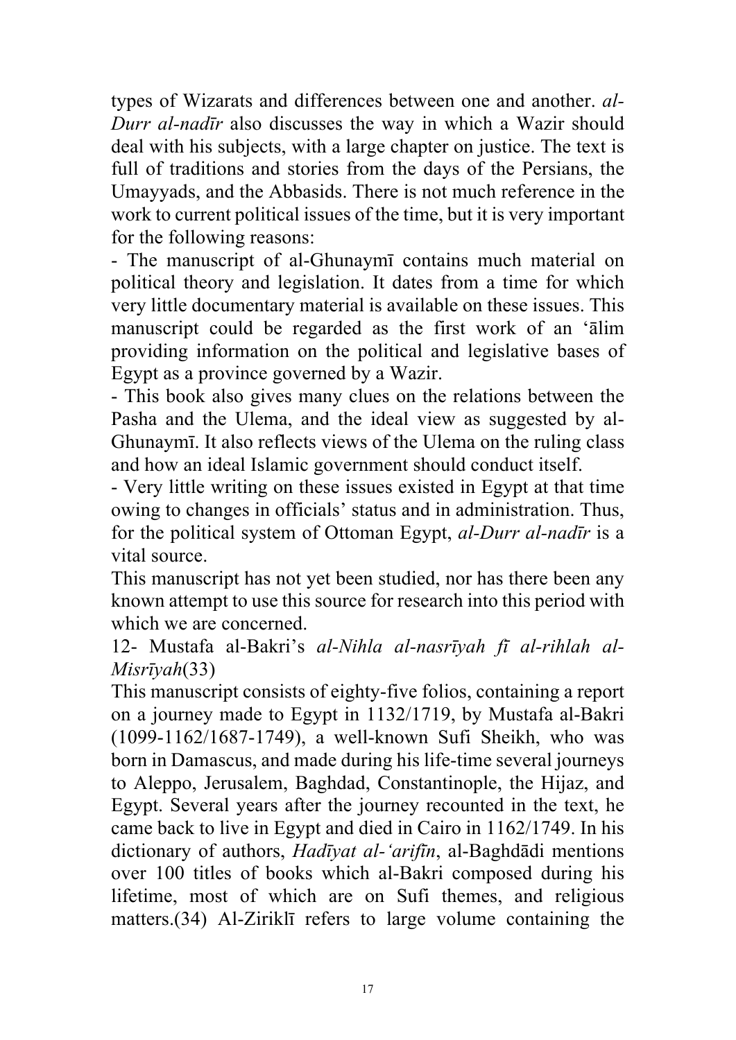types of Wizarats and differences between one and another. *al-Durr al-nadīr* also discusses the way in which a Wazir should deal with his subjects, with a large chapter on justice. The text is full of traditions and stories from the days of the Persians, the Umayyads, and the Abbasids. There is not much reference in the work to current political issues of the time, but it is very important for the following reasons:

- The manuscript of al-Ghunaymī contains much material on political theory and legislation. It dates from a time for which very little documentary material is available on these issues. This manuscript could be regarded as the first work of an ʻālim providing information on the political and legislative bases of Egypt as a province governed by a Wazir.
- This book also gives many clues on the relations between the Pasha and the Ulema, and the ideal view as suggested by al-Ghunaymī. It also reflects views of the Ulema on the ruling class and how an ideal Islamic government should conduct itself.
- Very little writing on these issues existed in Egypt at that time owing to changes in officials' status and in administration. Thus, for the political system of Ottoman Egypt, *al-Durr al-nadīr* is a vital source.

This manuscript has not yet been studied, nor has there been any known attempt to use this source for research into this period with which we are concerned.

12- Mustafa al-Bakri's *al-Nihla al-nasrīyah fī al-rihlah al-Misrīyah*(33)

This manuscript consists of eighty-five folios, containing a report on a journey made to Egypt in 1132/1719, by Mustafa al-Bakri (1099-1162/1687-1749), a well-known Sufi Sheikh, who was born in Damascus, and made during his life-time several journeys to Aleppo, Jerusalem, Baghdad, Constantinople, the Hijaz, and Egypt. Several years after the journey recounted in the text, he came back to live in Egypt and died in Cairo in 1162/1749. In his dictionary of authors, *Hadīyat al-ʻarifīn*, al-Baghdādi mentions over 100 titles of books which al-Bakri composed during his lifetime, most of which are on Sufi themes, and religious matters.(34) Al-Ziriklī refers to large volume containing the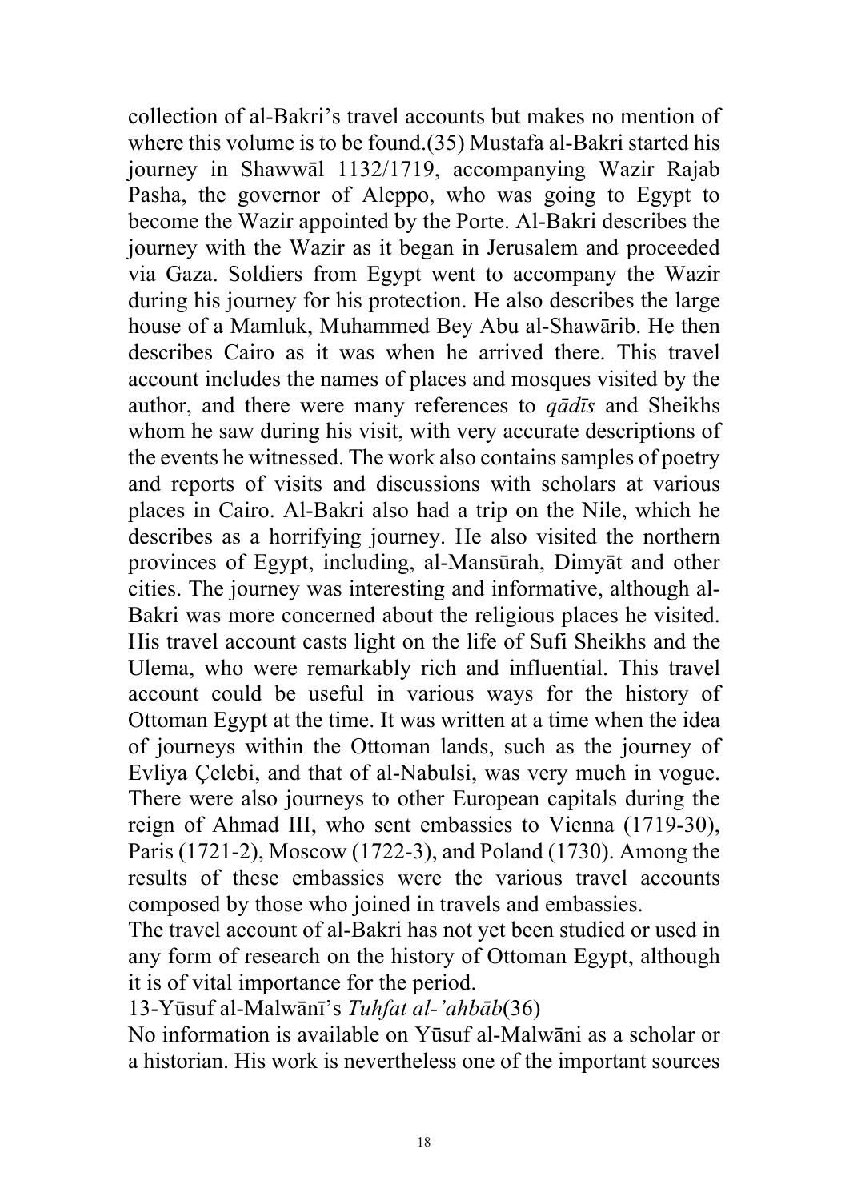collection of al-Bakri's travel accounts but makes no mention of where this volume is to be found.(35) Mustafa al-Bakri started his journey in Shawwāl 1132/1719, accompanying Wazir Rajab Pasha, the governor of Aleppo, who was going to Egypt to become the Wazir appointed by the Porte. Al-Bakri describes the journey with the Wazir as it began in Jerusalem and proceeded via Gaza. Soldiers from Egypt went to accompany the Wazir during his journey for his protection. He also describes the large house of a Mamluk, Muhammed Bey Abu al-Shawārib. He then describes Cairo as it was when he arrived there. This travel account includes the names of places and mosques visited by the author, and there were many references to *qādīs* and Sheikhs whom he saw during his visit, with very accurate descriptions of the events he witnessed. The work also contains samples of poetry and reports of visits and discussions with scholars at various places in Cairo. Al-Bakri also had a trip on the Nile, which he describes as a horrifying journey. He also visited the northern provinces of Egypt, including, al-Mansūrah, Dimyāt and other cities. The journey was interesting and informative, although al-Bakri was more concerned about the religious places he visited. His travel account casts light on the life of Sufi Sheikhs and the Ulema, who were remarkably rich and influential. This travel account could be useful in various ways for the history of Ottoman Egypt at the time. It was written at a time when the idea of journeys within the Ottoman lands, such as the journey of Evliya Çelebi, and that of al-Nabulsi, was very much in vogue. There were also journeys to other European capitals during the reign of Ahmad III, who sent embassies to Vienna (1719-30), Paris (1721-2), Moscow (1722-3), and Poland (1730). Among the results of these embassies were the various travel accounts composed by those who joined in travels and embassies.

The travel account of al-Bakri has not yet been studied or used in any form of research on the history of Ottoman Egypt, although it is of vital importance for the period.

13-Yūsuf al-Malwānī's *Tuhfat al-'ahbāb*(36)

No information is available on Yūsuf al-Malwāni as a scholar or a historian. His work is nevertheless one of the important sources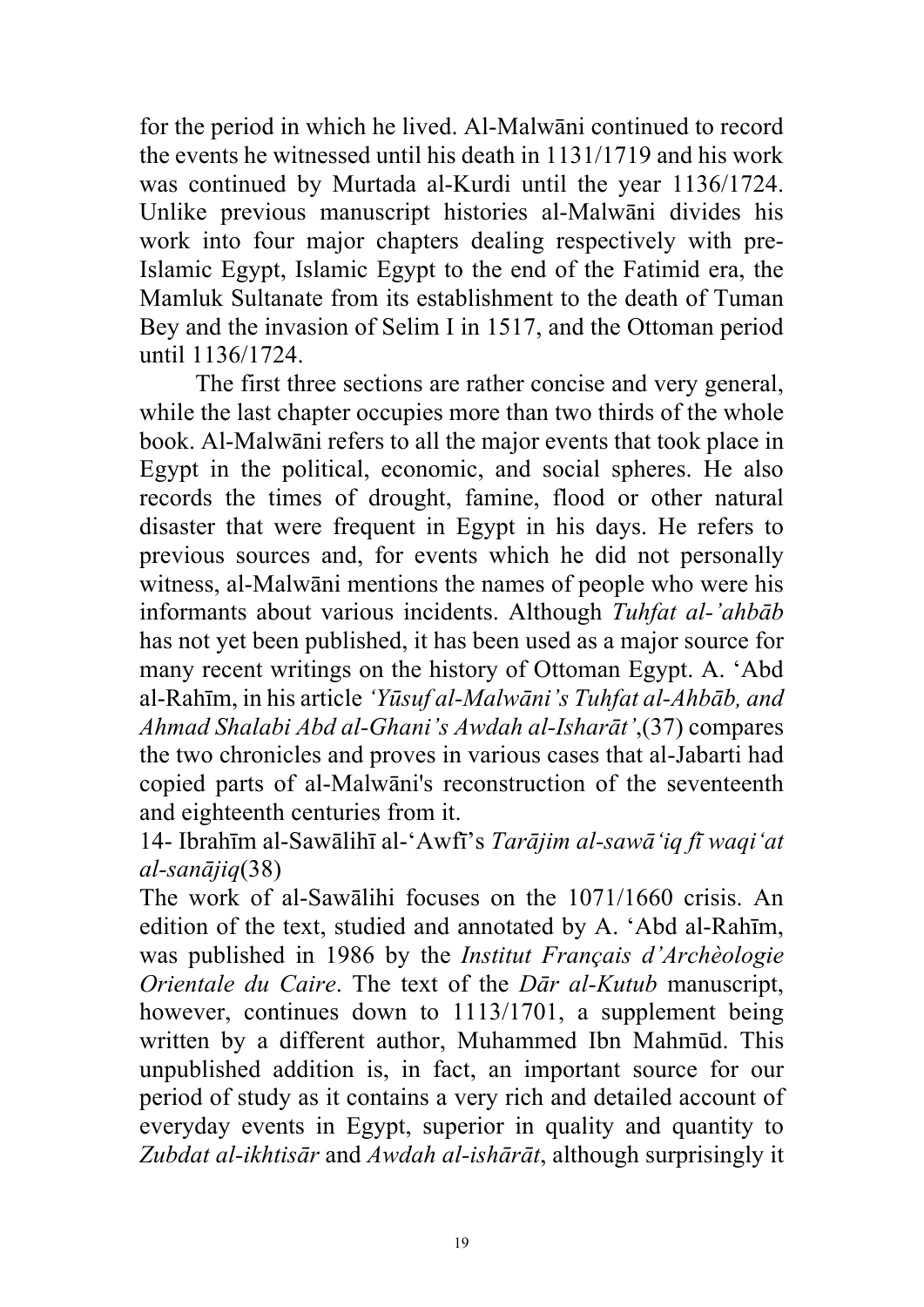for the period in which he lived. Al-Malwāni continued to record the events he witnessed until his death in 1131/1719 and his work was continued by Murtada al-Kurdi until the year 1136/1724. Unlike previous manuscript histories al-Malwāni divides his work into four major chapters dealing respectively with pre-Islamic Egypt, Islamic Egypt to the end of the Fatimid era, the Mamluk Sultanate from its establishment to the death of Tuman Bey and the invasion of Selim I in 1517, and the Ottoman period until 1136/1724.

The first three sections are rather concise and very general, while the last chapter occupies more than two thirds of the whole book. Al-Malwāni refers to all the major events that took place in Egypt in the political, economic, and social spheres. He also records the times of drought, famine, flood or other natural disaster that were frequent in Egypt in his days. He refers to previous sources and, for events which he did not personally witness, al-Malwāni mentions the names of people who were his informants about various incidents. Although *Tuhfat al-'ahbāb* has not yet been published, it has been used as a major source for many recent writings on the history of Ottoman Egypt. A. ʻAbd al-Rahīm, in his article *'Yūsuf al-Malwāni's Tuhfat al-Ahbāb, and Ahmad Shalabi Abd al-Ghani's Awdah al-Isharāt'*,(37) compares the two chronicles and proves in various cases that al-Jabarti had copied parts of al-Malwāni's reconstruction of the seventeenth and eighteenth centuries from it.

14- Ibrahīm al-Sawālihī al-ʻAwfī's *Tarājim al-sawāʻiq fī waqiʻat al-sanājiq*(38)

The work of al-Sawālihi focuses on the 1071/1660 crisis. An edition of the text, studied and annotated by A. ʻAbd al-Rahīm, was published in 1986 by the *Institut Français d'Archèologie Orientale du Caire*. The text of the *Dār al-Kutub* manuscript, however, continues down to 1113/1701, a supplement being written by a different author, Muhammed Ibn Mahmūd. This unpublished addition is, in fact, an important source for our period of study as it contains a very rich and detailed account of everyday events in Egypt, superior in quality and quantity to *Zubdat al-ikhtisār* and *Awdah al-ishārāt*, although surprisingly it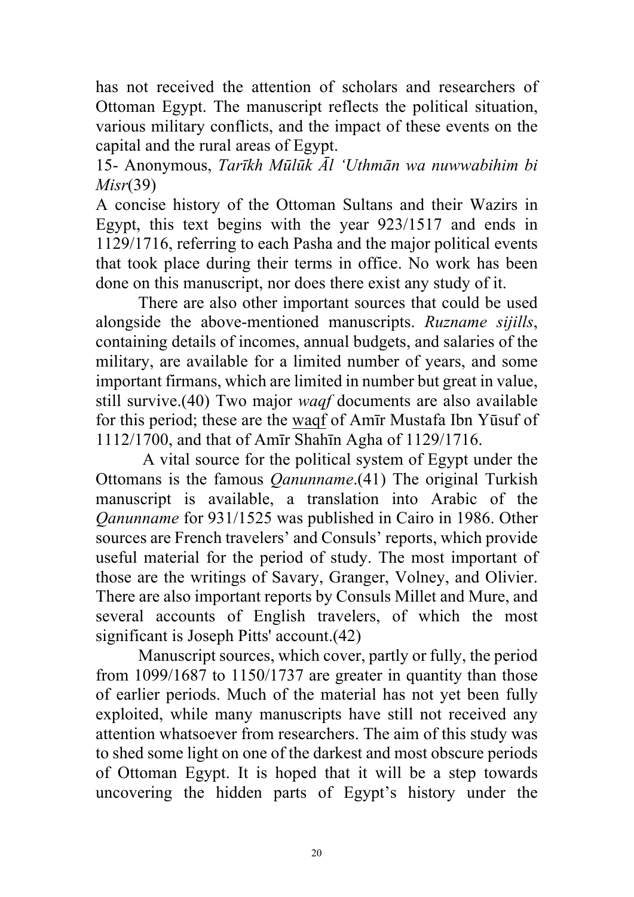has not received the attention of scholars and researchers of Ottoman Egypt. The manuscript reflects the political situation, various military conflicts, and the impact of these events on the capital and the rural areas of Egypt.

15- Anonymous, *Tarīkh Mūlūk Āl ʻUthmān wa nuwwabihim bi Misr*(39)

A concise history of the Ottoman Sultans and their Wazirs in Egypt, this text begins with the year 923/1517 and ends in 1129/1716, referring to each Pasha and the major political events that took place during their terms in office. No work has been done on this manuscript, nor does there exist any study of it.

There are also other important sources that could be used alongside the above-mentioned manuscripts. *Ruzname sijills*, containing details of incomes, annual budgets, and salaries of the military, are available for a limited number of years, and some important firmans, which are limited in number but great in value, still survive.(40) Two major *waqf* documents are also available for this period; these are the waqf of Amīr Mustafa Ibn Yūsuf of 1112/1700, and that of Amīr Shahīn Agha of 1129/1716.

A vital source for the political system of Egypt under the Ottomans is the famous *Qanunname*.(41) The original Turkish manuscript is available, a translation into Arabic of the *Qanunname* for 931/1525 was published in Cairo in 1986. Other sources are French travelers' and Consuls' reports, which provide useful material for the period of study. The most important of those are the writings of Savary, Granger, Volney, and Olivier. There are also important reports by Consuls Millet and Mure, and several accounts of English travelers, of which the most significant is Joseph Pitts' account.(42)

Manuscript sources, which cover, partly or fully, the period from 1099/1687 to 1150/1737 are greater in quantity than those of earlier periods. Much of the material has not yet been fully exploited, while many manuscripts have still not received any attention whatsoever from researchers. The aim of this study was to shed some light on one of the darkest and most obscure periods of Ottoman Egypt. It is hoped that it will be a step towards uncovering the hidden parts of Egypt's history under the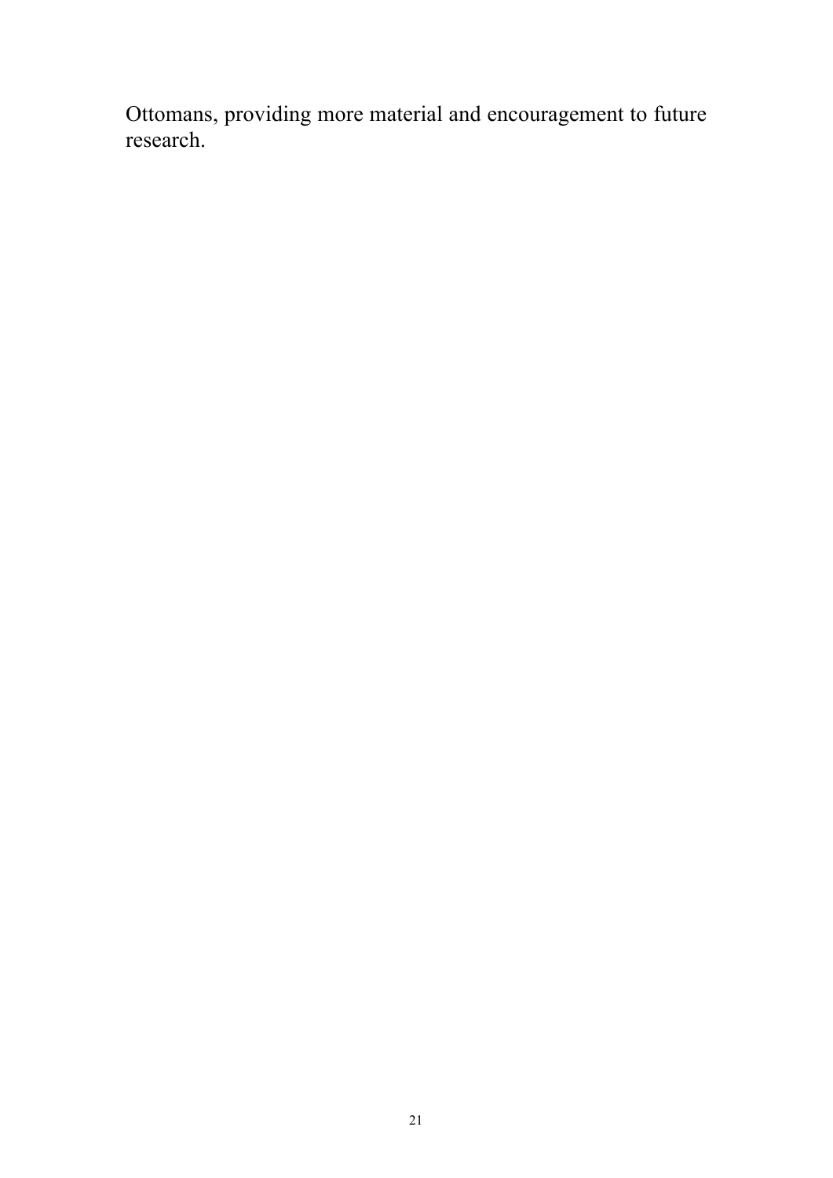Ottomans, providing more material and encouragement to future research.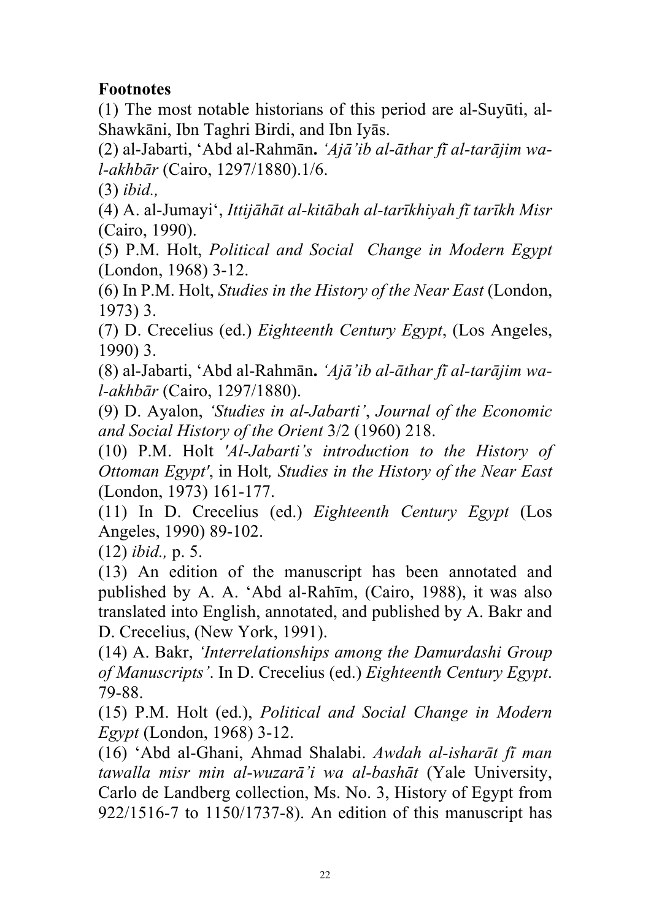**Footnotes**

(1) The most notable historians of this period are al-Suyūti, al-Shawkāni, Ibn Taghri Birdi, and Ibn Iyās.

(2) al-Jabarti, ʻAbd al-Rahmān**.** *ʻAjā'ib al-āthar fī al-tarājim wa-l-akhbār* (Cairo, 1297/1880).1/6.

(3) *ibid.,*

(4) A. al-Jumayiʻ, *Ittijāhāt al-kitābah al-tarīkhiyah fī tarīkh Misr* (Cairo, 1990).

(5) P.M. Holt, *Political and Social Change in Modern Egypt* (London, 1968) 3-12.

(6) In P.M. Holt, *Studies in the History of the Near East* (London, 1973) 3.

(7) D. Crecelius (ed.) *Eighteenth Century Egypt*, (Los Angeles, 1990) 3.

(8) al-Jabarti, ʻAbd al-Rahmān**.** *ʻAjā'ib al-āthar fī al-tarājim wa-l-akhbār* (Cairo, 1297/1880).

(9) D. Ayalon, *'Studies in al-Jabarti'*, *Journal of the Economic and Social History of the Orient* 3/2 (1960) 218.

(10) P.M. Holt *'Al-Jabarti's introduction to the History of Ottoman Egypt'*, in Holt*, Studies in the History of the Near East* (London, 1973) 161-177.

(11) In D. Crecelius (ed.) *Eighteenth Century Egypt* (Los Angeles, 1990) 89-102.

(12) *ibid.,* p. 5.

(13) An edition of the manuscript has been annotated and published by A. A. ʻAbd al-Rahīm, (Cairo, 1988), it was also translated into English, annotated, and published by A. Bakr and D. Crecelius, (New York, 1991).

(14) A. Bakr, *'Interrelationships among the Damurdashi Group of Manuscripts'*. In D. Crecelius (ed.) *Eighteenth Century Egypt*. 79-88.

(15) P.M. Holt (ed.), *Political and Social Change in Modern Egypt* (London, 1968) 3-12.

(16) ʻAbd al-Ghani, Ahmad Shalabi. *Awdah al-isharāt fī man tawalla misr min al-wuzarā'i wa al-bashāt* (Yale University, Carlo de Landberg collection, Ms. No. 3, History of Egypt from 922/1516-7 to 1150/1737-8). An edition of this manuscript has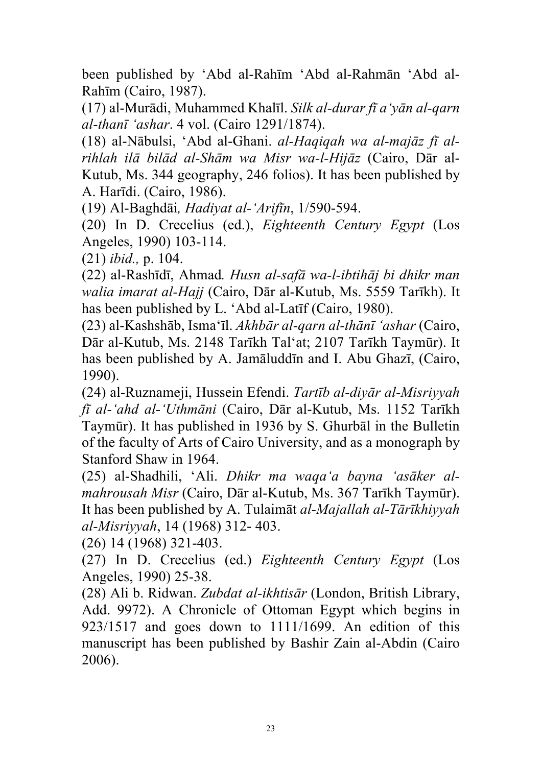been published by ‘Abd al-Rahīm ‘Abd al-Rahmān ‘Abd al-Rahīm (Cairo, 1987).

(17) al-Murādi, Muhammed Khalīl. *Silk al-durar fī a‘yān al-qarn al-thanī ‘ashar*. 4 vol. (Cairo 1291/1874).

(18) al-Nābulsi, ‘Abd al-Ghani. *al-Haqiqah wa al-majāz fī al-rihlah ilā bilād al-Shām wa Misr wa-l-Hijāz* (Cairo, Dār al-Kutub, Ms. 344 geography, 246 folios). It has been published by A. Harīdi. (Cairo, 1986).

(19) Al-Baghdāi*, Hadiyat al-‘Arifīn*, 1/590-594.

(20) In D. Crecelius (ed.), *Eighteenth Century Egypt* (Los Angeles, 1990) 103-114.

(21) *ibid.,* p. 104.

(22) al-Rashīdī, Ahmad*. Husn al-safā wa-l-ibtihāj bi dhikr man walia imarat al-Hajj* (Cairo, Dār al-Kutub, Ms. 5559 Tarīkh). It has been published by L. ‘Abd al-Latīf (Cairo, 1980).

(23) al-Kashshāb, Isma‘īl. *Akhbār al-qarn al-thānī ‘ashar* (Cairo, Dār al-Kutub, Ms. 2148 Tarīkh Tal‘at; 2107 Tarīkh Taymūr). It has been published by A. Jamāluddīn and I. Abu Ghazī, (Cairo, 1990).

(24) al-Ruznameji, Hussein Efendi. *Tartīb al-diyār al-Misriyyah fī al-‘ahd al-‘Uthmāni* (Cairo, Dār al-Kutub, Ms. 1152 Tarīkh Taymūr). It has published in 1936 by S. Ghurbāl in the Bulletin of the faculty of Arts of Cairo University, and as a monograph by Stanford Shaw in 1964.

(25) al-Shadhili, ‘Ali. *Dhikr ma waqa‘a bayna ‘asāker al-mahrousah Misr* (Cairo, Dār al-Kutub, Ms. 367 Tarīkh Taymūr). It has been published by A. Tulaimāt *al-Majallah al-Tārīkhiyyah al-Misriyyah*, 14 (1968) 312- 403.

(26) 14 (1968) 321-403.

(27) In D. Crecelius (ed.) *Eighteenth Century Egypt* (Los Angeles, 1990) 25-38.

(28) Ali b. Ridwan. *Zubdat al-ikhtisār* (London, British Library, Add. 9972). A Chronicle of Ottoman Egypt which begins in 923/1517 and goes down to 1111/1699. An edition of this manuscript has been published by Bashir Zain al-Abdin (Cairo 2006).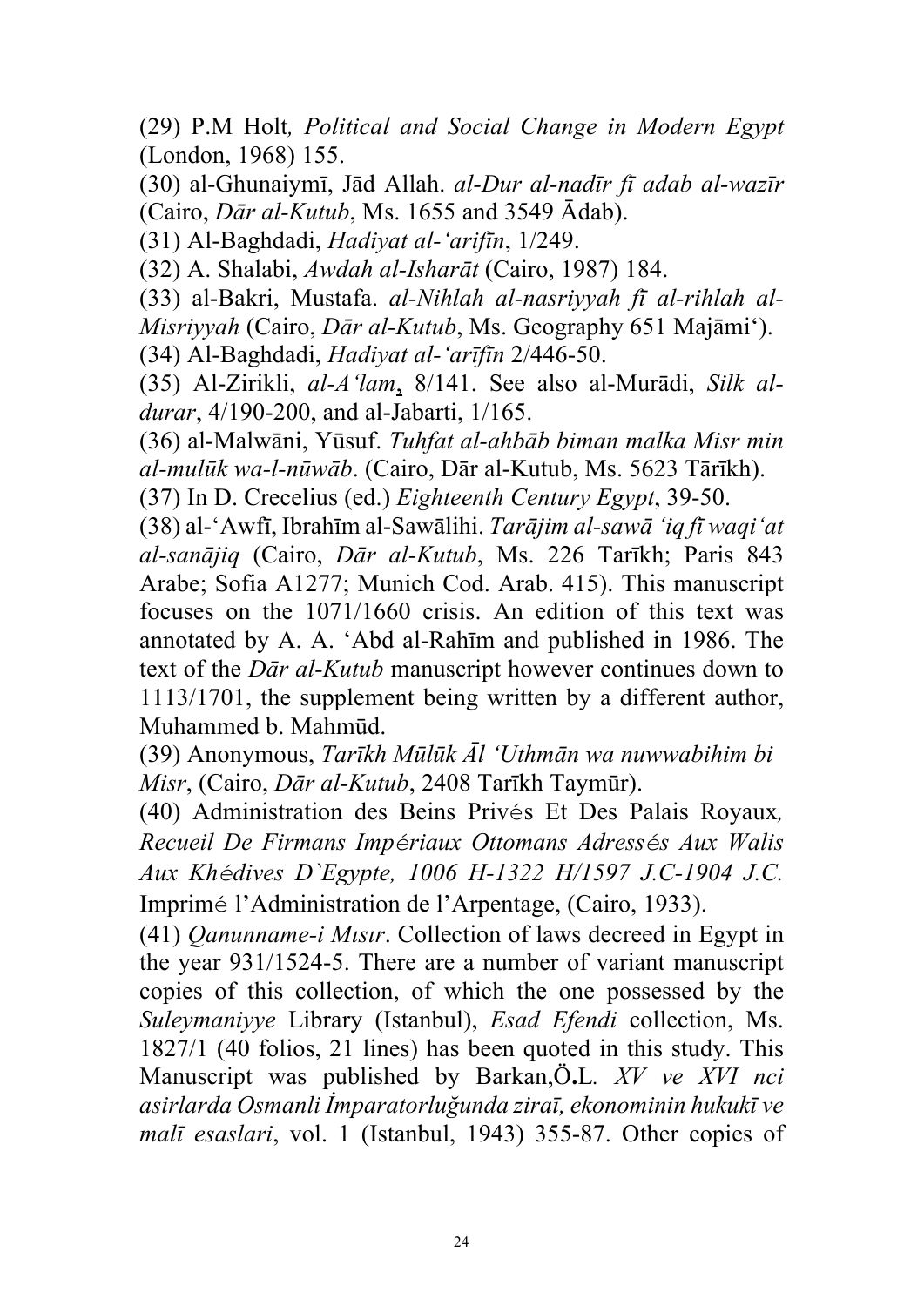(29) P.M Holt*, Political and Social Change in Modern Egypt* (London, 1968) 155.

(30) al-Ghunaiymī, Jād Allah. *al-Dur al-nadīr fī adab al-wazīr* (Cairo, *Dār al-Kutub*, Ms. 1655 and 3549 Ādab).

(31) Al-Baghdadi, *Hadiyat al-'arifīn*, 1/249.

(32) A. Shalabi, *Awdah al-Isharāt* (Cairo, 1987) 184.

(33) al-Bakri, Mustafa. *al-Nihlah al-nasriyyah fī al-rihlah al-Misriyyah* (Cairo, *Dār al-Kutub*, Ms. Geography 651 Majāmi').

(34) Al-Baghdadi, *Hadiyat al-'arīfīn* 2/446-50.

(35) Al-Zirikli, *al-A'lam*, 8/141. See also al-Murādi, *Silk al-durar*, 4/190-200, and al-Jabarti, 1/165.

(36) al-Malwāni, Yūsuf. *Tuhfat al-ahbāb biman malka Misr min al-mulūk wa-l-nūwāb*. (Cairo, Dār al-Kutub, Ms. 5623 Tārīkh).

(37) In D. Crecelius (ed.) *Eighteenth Century Egypt*, 39-50.

(38) al-'Awfī, Ibrahīm al-Sawālihi. *Tarājim al-sawā 'iq fī waqi'at al-sanājiq* (Cairo, *Dār al-Kutub*, Ms. 226 Tarīkh; Paris 843 Arabe; Sofia A1277; Munich Cod. Arab. 415). This manuscript focuses on the 1071/1660 crisis. An edition of this text was annotated by A. A. 'Abd al-Rahīm and published in 1986. The text of the *Dār al-Kutub* manuscript however continues down to 1113/1701, the supplement being written by a different author, Muhammed b. Mahmūd.

(39) Anonymous, *Tarīkh Mūlūk Āl 'Uthmān wa nuwwabihim bi Misr*, (Cairo, *Dār al-Kutub*, 2408 Tarīkh Taymūr).

(40) Administration des Beins Privés Et Des Palais Royaux*, Recueil De Firmans Impériaux Ottomans Adressés Aux Walis Aux Khédives D`Egypte, 1006 H-1322 H/1597 J.C-1904 J.C.* Imprimé l'Administration de l'Arpentage, (Cairo, 1933).

(41) *Qanunname-i Mısır*. Collection of laws decreed in Egypt in the year 931/1524-5. There are a number of variant manuscript copies of this collection, of which the one possessed by the *Suleymaniyye* Library (Istanbul), *Esad Efendi* collection, Ms. 1827/1 (40 folios, 21 lines) has been quoted in this study. This Manuscript was published by Barkan,Ö.L. *XV ve XVI nci asirlarda Osmanli İmparatorluğunda ziraī, ekonominin hukukī ve malī esaslari*, vol. 1 (Istanbul, 1943) 355-87. Other copies of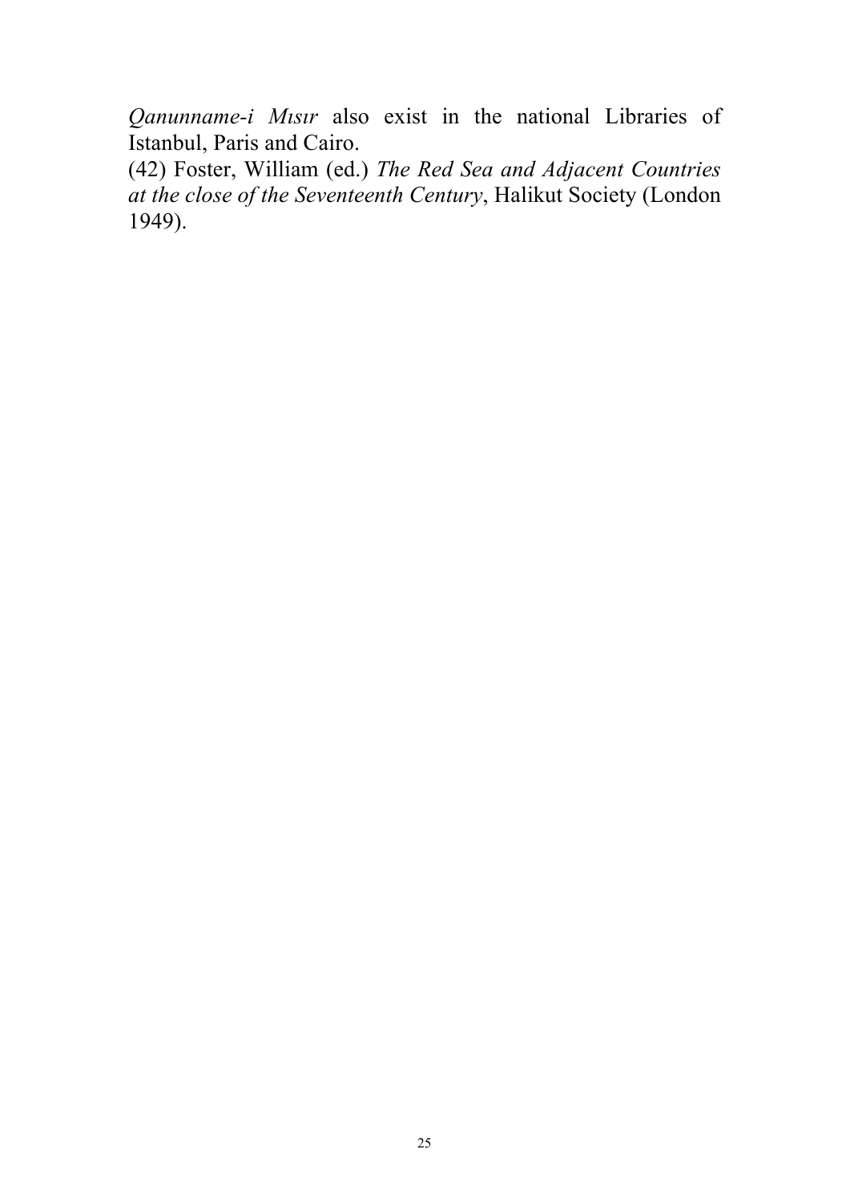*Qanunname-i Mısır* also exist in the national Libraries of Istanbul, Paris and Cairo.

(42) Foster, William (ed.) *The Red Sea and Adjacent Countries at the close of the Seventeenth Century*, Halikut Society (London 1949).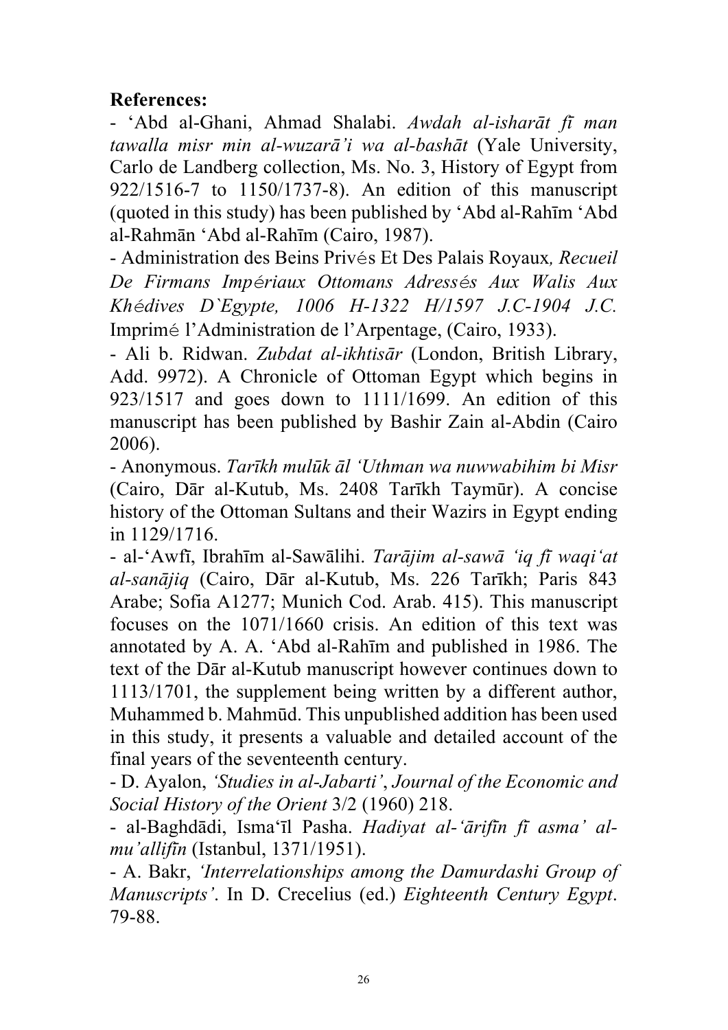**References:**

- 'Abd al-Ghani, Ahmad Shalabi. *Awdah al-isharāt fī man tawalla misr min al-wuzarā'i wa al-bashāt* (Yale University, Carlo de Landberg collection, Ms. No. 3, History of Egypt from 922/1516-7 to 1150/1737-8). An edition of this manuscript (quoted in this study) has been published by 'Abd al-Rahīm 'Abd al-Rahmān 'Abd al-Rahīm (Cairo, 1987).
- Administration des Beins Privés Et Des Palais Royaux, *Recueil De Firmans Impériaux Ottomans Adressés Aux Walis Aux Khédives D`Egypte, 1006 H-1322 H/1597 J.C-1904 J.C.* Imprimé l'Administration de l'Arpentage, (Cairo, 1933).
- Ali b. Ridwan. *Zubdat al-ikhtisār* (London, British Library, Add. 9972). A Chronicle of Ottoman Egypt which begins in 923/1517 and goes down to 1111/1699. An edition of this manuscript has been published by Bashir Zain al-Abdin (Cairo 2006).
- Anonymous. *Tarīkh mulūk āl 'Uthman wa nuwwabihim bi Misr* (Cairo, Dār al-Kutub, Ms. 2408 Tarīkh Taymūr). A concise history of the Ottoman Sultans and their Wazirs in Egypt ending in 1129/1716.
- al-'Awfī, Ibrahīm al-Sawālihi. *Tarājim al-sawā 'iq fī waqi'at al-sanājiq* (Cairo, Dār al-Kutub, Ms. 226 Tarīkh; Paris 843 Arabe; Sofia A1277; Munich Cod. Arab. 415). This manuscript focuses on the 1071/1660 crisis. An edition of this text was annotated by A. A. 'Abd al-Rahīm and published in 1986. The text of the Dār al-Kutub manuscript however continues down to 1113/1701, the supplement being written by a different author, Muhammed b. Mahmūd. This unpublished addition has been used in this study, it presents a valuable and detailed account of the final years of the seventeenth century.
- D. Ayalon, *'Studies in al-Jabarti'*, *Journal of the Economic and Social History of the Orient* 3/2 (1960) 218.
- al-Baghdādi, Isma'īl Pasha. *Hadiyat al-'ārifīn fī asma' al-mu'allifīn* (Istanbul, 1371/1951).
- A. Bakr, *'Interrelationships among the Damurdashi Group of Manuscripts'*. In D. Crecelius (ed.) *Eighteenth Century Egypt*. 79-88.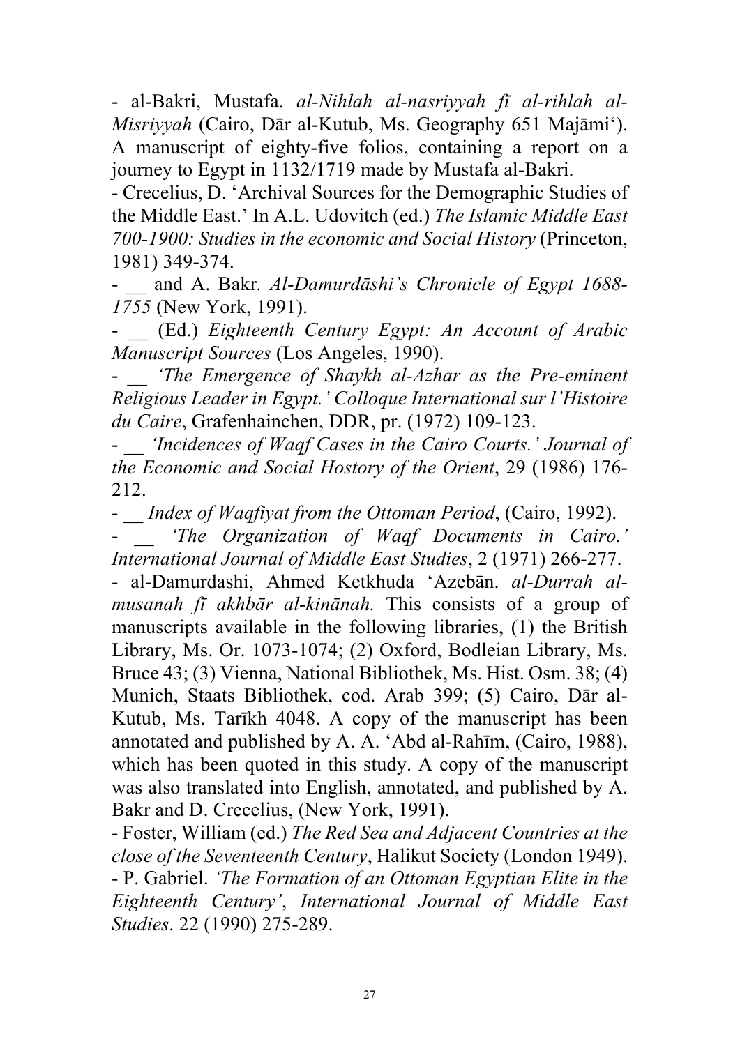- al-Bakri, Mustafa. *al-Nihlah al-nasriyyah fī al-rihlah al-Misriyyah* (Cairo, Dār al-Kutub, Ms. Geography 651 Majāmi‘). A manuscript of eighty-five folios, containing a report on a journey to Egypt in 1132/1719 made by Mustafa al-Bakri.

- Crecelius, D. ‘Archival Sources for the Demographic Studies of the Middle East.’ In A.L. Udovitch (ed.) *The Islamic Middle East 700-1900: Studies in the economic and Social History* (Princeton, 1981) 349-374.

- __ and A. Bakr. *Al-Damurdāshi’s Chronicle of Egypt 1688-1755* (New York, 1991).

- __ (Ed.) *Eighteenth Century Egypt: An Account of Arabic Manuscript Sources* (Los Angeles, 1990).

- __ *‘The Emergence of Shaykh al-Azhar as the Pre-eminent Religious Leader in Egypt.’ Colloque International sur l’Histoire du Caire*, Grafenhainchen, DDR, pr. (1972) 109-123.

- __ *‘Incidences of Waqf Cases in the Cairo Courts.’ Journal of the Economic and Social Hostory of the Orient*, 29 (1986) 176-212.

- __ *Index of Waqfiyat from the Ottoman Period*, (Cairo, 1992).

- __ *‘The Organization of Waqf Documents in Cairo.’ International Journal of Middle East Studies*, 2 (1971) 266-277.

- al-Damurdashi, Ahmed Ketkhuda ‘Azebān. *al-Durrah al-musanah fī akhbār al-kinānah.* This consists of a group of manuscripts available in the following libraries, (1) the British Library, Ms. Or. 1073-1074; (2) Oxford, Bodleian Library, Ms. Bruce 43; (3) Vienna, National Bibliothek, Ms. Hist. Osm. 38; (4) Munich, Staats Bibliothek, cod. Arab 399; (5) Cairo, Dār al-Kutub, Ms. Tarīkh 4048. A copy of the manuscript has been annotated and published by A. A. ‘Abd al-Rahīm, (Cairo, 1988), which has been quoted in this study. A copy of the manuscript was also translated into English, annotated, and published by A. Bakr and D. Crecelius, (New York, 1991).

- Foster, William (ed.) *The Red Sea and Adjacent Countries at the close of the Seventeenth Century*, Halikut Society (London 1949).

- P. Gabriel. *‘The Formation of an Ottoman Egyptian Elite in the Eighteenth Century’*, *International Journal of Middle East Studies*. 22 (1990) 275-289.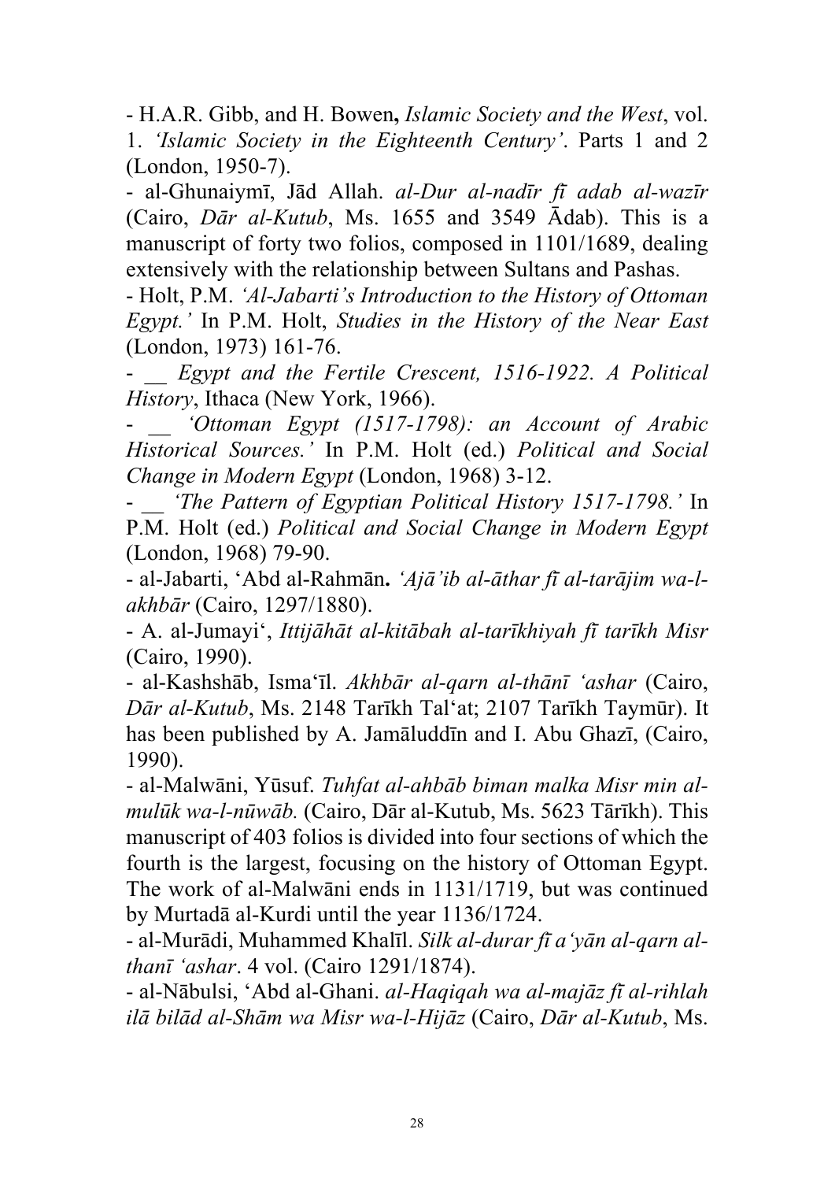- H.A.R. Gibb, and H. Bowen**,** *Islamic Society and the West*, vol. 1. *'Islamic Society in the Eighteenth Century'*. Parts 1 and 2 (London, 1950-7).

- al-Ghunaiymī, Jād Allah. *al-Dur al-nadīr fī adab al-wazīr* (Cairo, *Dār al-Kutub*, Ms. 1655 and 3549 Ādab). This is a manuscript of forty two folios, composed in 1101/1689, dealing extensively with the relationship between Sultans and Pashas.

- Holt, P.M. *'Al-Jabarti's Introduction to the History of Ottoman Egypt.'* In P.M. Holt, *Studies in the History of the Near East* (London, 1973) 161-76.

- __ *Egypt and the Fertile Crescent, 1516-1922. A Political History*, Ithaca (New York, 1966).

- __ *'Ottoman Egypt (1517-1798): an Account of Arabic Historical Sources.'* In P.M. Holt (ed.) *Political and Social Change in Modern Egypt* (London, 1968) 3-12.

- __ *'The Pattern of Egyptian Political History 1517-1798.'* In P.M. Holt (ed.) *Political and Social Change in Modern Egypt* (London, 1968) 79-90.

- al-Jabarti, 'Abd al-Rahmān**.** *'Ajā'ib al-āthar fī al-tarājim wa-l-akhbār* (Cairo, 1297/1880).

- A. al-Jumayi', *Ittijāhāt al-kitābah al-tarīkhiyah fī tarīkh Misr* (Cairo, 1990).

- al-Kashshāb, Isma'īl. *Akhbār al-qarn al-thānī 'ashar* (Cairo, *Dār al-Kutub*, Ms. 2148 Tarīkh Tal'at; 2107 Tarīkh Taymūr). It has been published by A. Jamāluddīn and I. Abu Ghazī, (Cairo, 1990).

- al-Malwāni, Yūsuf. *Tuhfat al-ahbāb biman malka Misr min al-mulūk wa-l-nūwāb.* (Cairo, Dār al-Kutub, Ms. 5623 Tārīkh). This manuscript of 403 folios is divided into four sections of which the fourth is the largest, focusing on the history of Ottoman Egypt. The work of al-Malwāni ends in 1131/1719, but was continued by Murtadā al-Kurdi until the year 1136/1724.

- al-Murādi, Muhammed Khalīl. *Silk al-durar fī a'yān al-qarn al-thanī 'ashar*. 4 vol. (Cairo 1291/1874).

- al-Nābulsi, 'Abd al-Ghani. *al-Haqiqah wa al-majāz fī al-rihlah ilā bilād al-Shām wa Misr wa-l-Hijāz* (Cairo, *Dār al-Kutub*, Ms.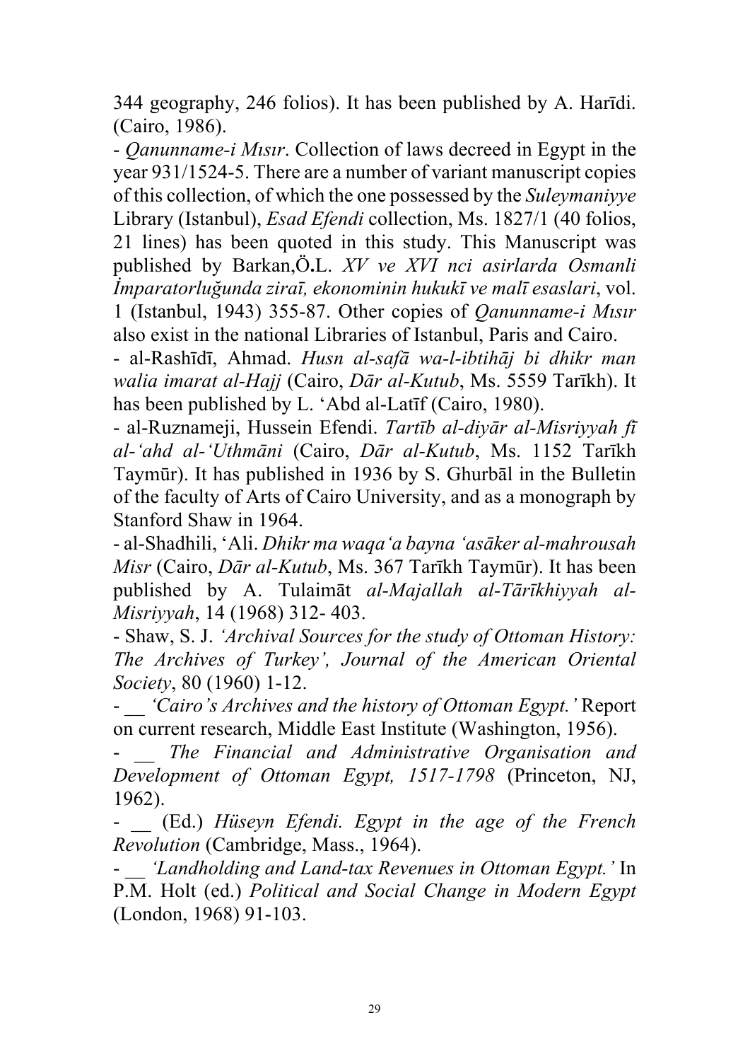344 geography, 246 folios). It has been published by A. Harīdi. (Cairo, 1986).

- *Qanunname-i Mısır*. Collection of laws decreed in Egypt in the year 931/1524-5. There are a number of variant manuscript copies of this collection, of which the one possessed by the *Suleymaniyye* Library (Istanbul), *Esad Efendi* collection, Ms. 1827/1 (40 folios, 21 lines) has been quoted in this study. This Manuscript was published by Barkan,Ö**.**L. *XV ve XVI nci asirlarda Osmanli İmparatorluğunda ziraī, ekonominin hukukī ve malī esaslari*, vol. 1 (Istanbul, 1943) 355-87. Other copies of *Qanunname-i Mısır* also exist in the national Libraries of Istanbul, Paris and Cairo.
- al-Rashīdī, Ahmad. *Husn al-safā wa-l-ibtihāj bi dhikr man walia imarat al-Hajj* (Cairo, *Dār al-Kutub*, Ms. 5559 Tarīkh). It has been published by L. ʻAbd al-Latīf (Cairo, 1980).
- al-Ruznameji, Hussein Efendi. *Tartīb al-diyār al-Misriyyah fī al-ʻahd al-ʻUthmāni* (Cairo, *Dār al-Kutub*, Ms. 1152 Tarīkh Taymūr). It has published in 1936 by S. Ghurbāl in the Bulletin of the faculty of Arts of Cairo University, and as a monograph by Stanford Shaw in 1964.
- al-Shadhili, ʻAli. *Dhikr ma waqaʻa bayna ʻasāker al-mahrousah Misr* (Cairo, *Dār al-Kutub*, Ms. 367 Tarīkh Taymūr). It has been published by A. Tulaimāt *al-Majallah al-Tārīkhiyyah al-Misriyyah*, 14 (1968) 312- 403.
- Shaw, S. J. *'Archival Sources for the study of Ottoman History: The Archives of Turkey', Journal of the American Oriental Society*, 80 (1960) 1-12.
- __ *'Cairo's Archives and the history of Ottoman Egypt.'* Report on current research, Middle East Institute (Washington, 1956).
- __ *The Financial and Administrative Organisation and Development of Ottoman Egypt, 1517-1798* (Princeton, NJ, 1962).
- __ (Ed.) *Hüseyn Efendi. Egypt in the age of the French Revolution* (Cambridge, Mass., 1964).
- __ *'Landholding and Land-tax Revenues in Ottoman Egypt.'* In P.M. Holt (ed.) *Political and Social Change in Modern Egypt* (London, 1968) 91-103.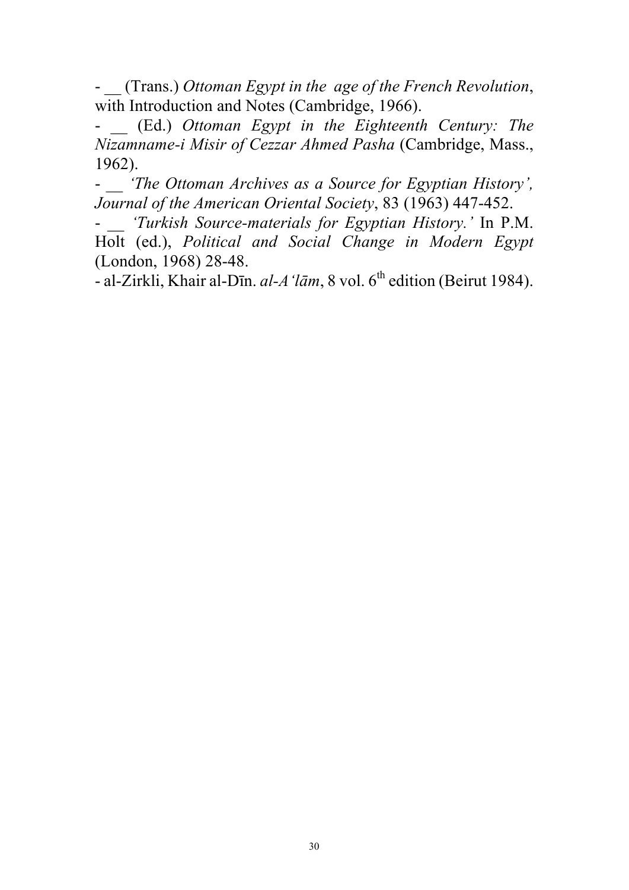- __ (Trans.) *Ottoman Egypt in the age of the French Revolution*, with Introduction and Notes (Cambridge, 1966).

- __ (Ed.) *Ottoman Egypt in the Eighteenth Century: The Nizamname-i Misir of Cezzar Ahmed Pasha* (Cambridge, Mass., 1962).

- __ *'The Ottoman Archives as a Source for Egyptian History', Journal of the American Oriental Society*, 83 (1963) 447-452.

- __ *'Turkish Source-materials for Egyptian History.'* In P.M. Holt (ed.), *Political and Social Change in Modern Egypt* (London, 1968) 28-48.

- al-Zirkli, Khair al-Dīn. *al-A'lām*, 8 vol. 6th edition (Beirut 1984).